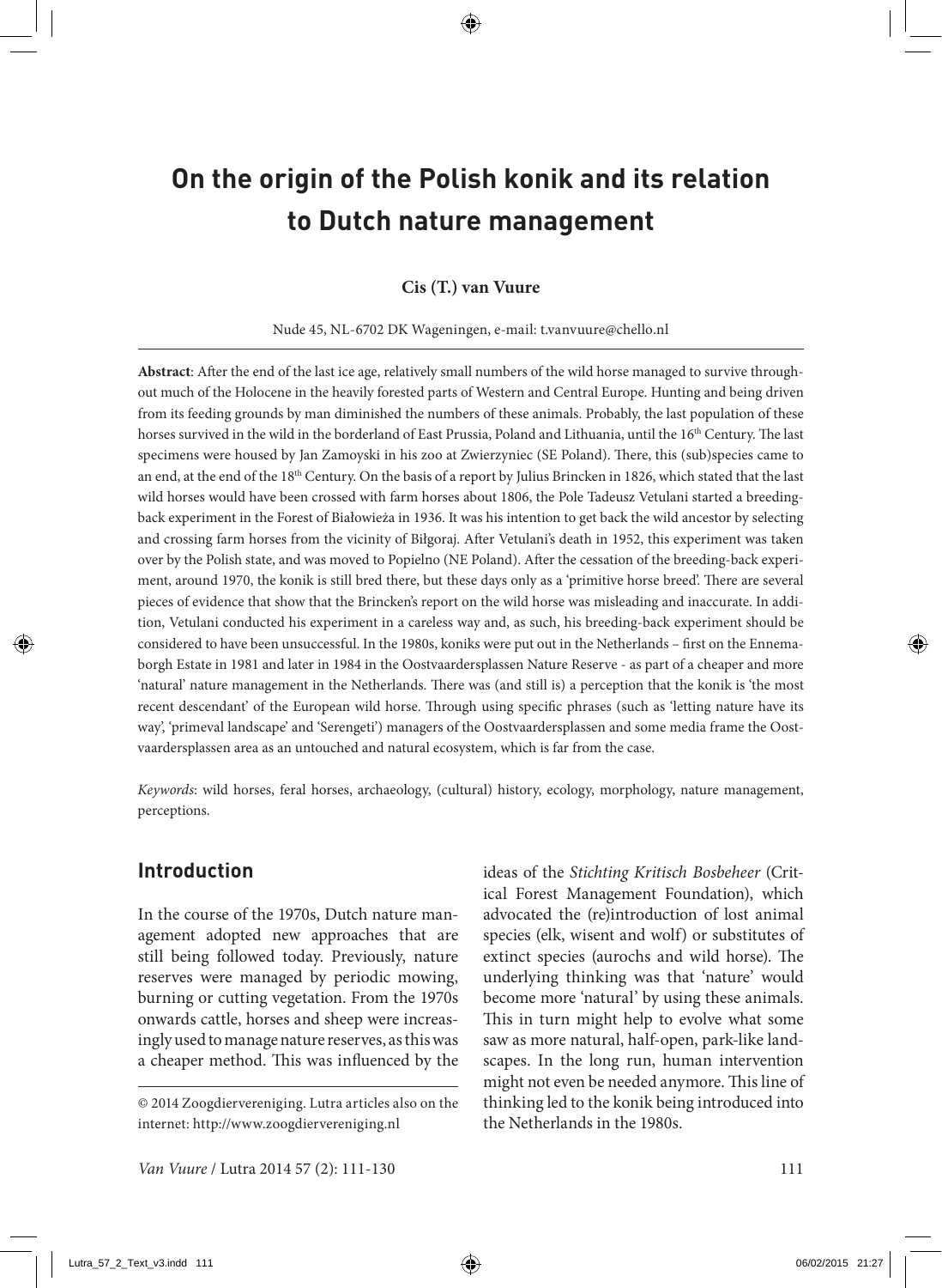# On the origin of the Polish konik and its relation to Dutch nature management

**Cis (T.) van Vuure**

Nude 45, NL-6702 DK Wageningen, e-mail: t.vanvuure@chello.nl

**Abstract**: After the end of the last ice age, relatively small numbers of the wild horse managed to survive throughout much of the Holocene in the heavily forested parts of Western and Central Europe. Hunting and being driven from its feeding grounds by man diminished the numbers of these animals. Probably, the last population of these horses survived in the wild in the borderland of East Prussia, Poland and Lithuania, until the 16th Century. The last specimens were housed by Jan Zamoyski in his zoo at Zwierzyniec (SE Poland). There, this (sub)species came to an end, at the end of the 18th Century. On the basis of a report by Julius Brincken in 1826, which stated that the last wild horses would have been crossed with farm horses about 1806, the Pole Tadeusz Vetulani started a breeding-back experiment in the Forest of Białowieża in 1936. It was his intention to get back the wild ancestor by selecting and crossing farm horses from the vicinity of Biłgoraj. After Vetulani's death in 1952, this experiment was taken over by the Polish state, and was moved to Popielno (NE Poland). After the cessation of the breeding-back experiment, around 1970, the konik is still bred there, but these days only as a 'primitive horse breed'. There are several pieces of evidence that show that the Brincken's report on the wild horse was misleading and inaccurate. In addition, Vetulani conducted his experiment in a careless way and, as such, his breeding-back experiment should be considered to have been unsuccessful. In the 1980s, koniks were put out in the Netherlands – first on the Ennemaborgh Estate in 1981 and later in 1984 in the Oostvaardersplassen Nature Reserve - as part of a cheaper and more 'natural' nature management in the Netherlands. There was (and still is) a perception that the konik is 'the most recent descendant' of the European wild horse. Through using specific phrases (such as 'letting nature have its way', 'primeval landscape' and 'Serengeti') managers of the Oostvaardersplassen and some media frame the Oostvaardersplassen area as an untouched and natural ecosystem, which is far from the case.

*Keywords*: wild horses, feral horses, archaeology, (cultural) history, ecology, morphology, nature management, perceptions.

## Introduction

In the course of the 1970s, Dutch nature management adopted new approaches that are still being followed today. Previously, nature reserves were managed by periodic mowing, burning or cutting vegetation. From the 1970s onwards cattle, horses and sheep were increasingly used to manage nature reserves, as this was a cheaper method. This was influenced by the ideas of the *Stichting Kritisch Bosbeheer* (Critical Forest Management Foundation), which advocated the (re)introduction of lost animal species (elk, wisent and wolf) or substitutes of extinct species (aurochs and wild horse). The underlying thinking was that 'nature' would become more 'natural' by using these animals. This in turn might help to evolve what some saw as more natural, half-open, park-like landscapes. In the long run, human intervention might not even be needed anymore. This line of thinking led to the konik being introduced into the Netherlands in the 1980s.

© 2014 Zoogdiervereniging. Lutra articles also on the internet: http://www.zoogdiervereniging.nl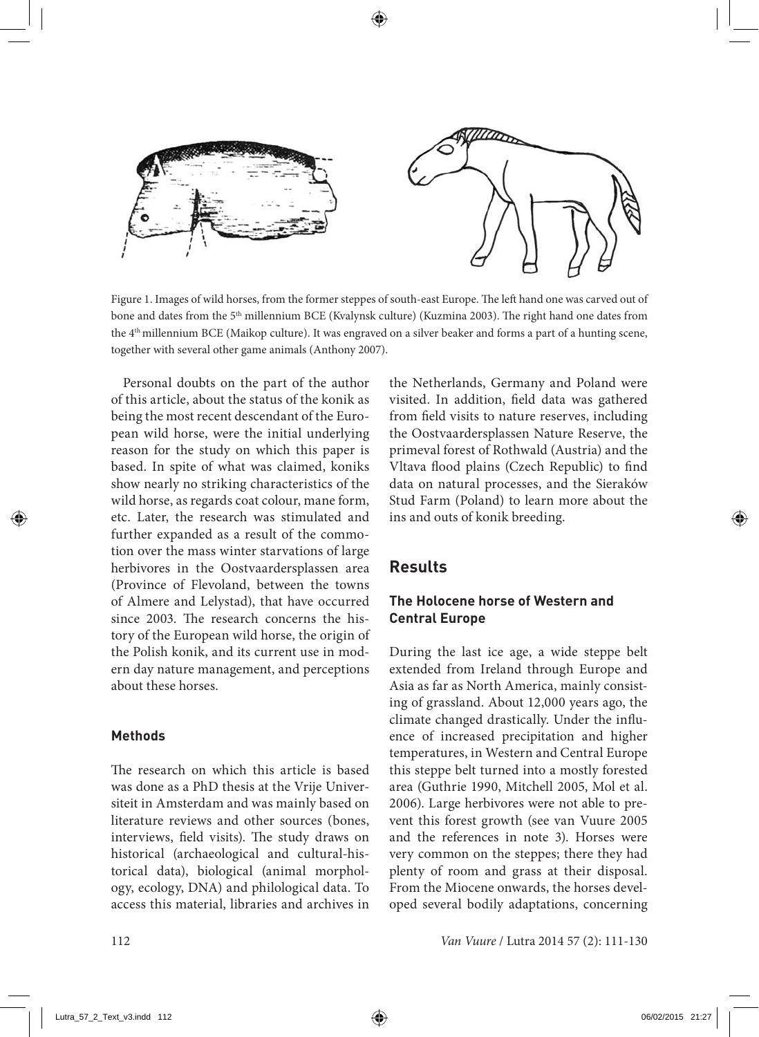Figure 1. Images of wild horses, from the former steppes of south-east Europe. The left hand one was carved out of bone and dates from the 5th millennium BCE (Kvalynsk culture) (Kuzmina 2003). The right hand one dates from the 4th millennium BCE (Maikop culture). It was engraved on a silver beaker and forms a part of a hunting scene, together with several other game animals (Anthony 2007).

Personal doubts on the part of the author of this article, about the status of the konik as being the most recent descendant of the European wild horse, were the initial underlying reason for the study on which this paper is based. In spite of what was claimed, koniks show nearly no striking characteristics of the wild horse, as regards coat colour, mane form, etc. Later, the research was stimulated and further expanded as a result of the commotion over the mass winter starvations of large herbivores in the Oostvaardersplassen area (Province of Flevoland, between the towns of Almere and Lelystad), that have occurred since 2003. The research concerns the history of the European wild horse, the origin of the Polish konik, and its current use in modern day nature management, and perceptions about these horses.

### Methods

The research on which this article is based was done as a PhD thesis at the Vrije Universiteit in Amsterdam and was mainly based on literature reviews and other sources (bones, interviews, field visits). The study draws on historical (archaeological and cultural-historical data), biological (animal morphology, ecology, DNA) and philological data. To access this material, libraries and archives in the Netherlands, Germany and Poland were visited. In addition, field data was gathered from field visits to nature reserves, including the Oostvaardersplassen Nature Reserve, the primeval forest of Rothwald (Austria) and the Vltava flood plains (Czech Republic) to find data on natural processes, and the Sieraków Stud Farm (Poland) to learn more about the ins and outs of konik breeding.

## Results

### The Holocene horse of Western and Central Europe

During the last ice age, a wide steppe belt extended from Ireland through Europe and Asia as far as North America, mainly consisting of grassland. About 12,000 years ago, the climate changed drastically. Under the influence of increased precipitation and higher temperatures, in Western and Central Europe this steppe belt turned into a mostly forested area (Guthrie 1990, Mitchell 2005, Mol et al. 2006). Large herbivores were not able to prevent this forest growth (see van Vuure 2005 and the references in note 3). Horses were very common on the steppes; there they had plenty of room and grass at their disposal. From the Miocene onwards, the horses developed several bodily adaptations, concerning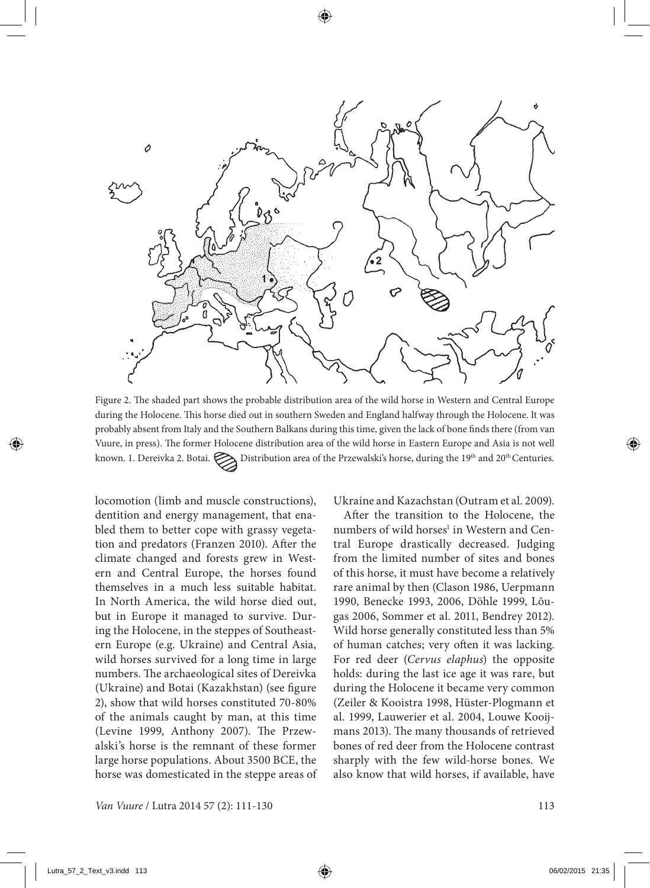Figure 2. The shaded part shows the probable distribution area of the wild horse in Western and Central Europe during the Holocene. This horse died out in southern Sweden and England halfway through the Holocene. It was probably absent from Italy and the Southern Balkans during this time, given the lack of bone finds there (from van Vuure, in press). The former Holocene distribution area of the wild horse in Eastern Europe and Asia is not well known. 1. Dereivka 2. Botai. Distribution area of the Przewalski's horse, during the 19th and 20th Centuries.

locomotion (limb and muscle constructions), dentition and energy management, that enabled them to better cope with grassy vegetation and predators (Franzen 2010). After the climate changed and forests grew in Western and Central Europe, the horses found themselves in a much less suitable habitat. In North America, the wild horse died out, but in Europe it managed to survive. During the Holocene, in the steppes of Southeastern Europe (e.g. Ukraine) and Central Asia, wild horses survived for a long time in large numbers. The archaeological sites of Dereivka (Ukraine) and Botai (Kazakhstan) (see figure 2), show that wild horses constituted 70-80% of the animals caught by man, at this time (Levine 1999, Anthony 2007). The Przewalski's horse is the remnant of these former large horse populations. About 3500 BCE, the horse was domesticated in the steppe areas of Ukraine and Kazachstan (Outram et al. 2009).

After the transition to the Holocene, the numbers of wild horses[1] in Western and Central Europe drastically decreased. Judging from the limited number of sites and bones of this horse, it must have become a relatively rare animal by then (Clason 1986, Uerpmann 1990, Benecke 1993, 2006, Döhle 1999, Lõugas 2006, Sommer et al. 2011, Bendrey 2012). Wild horse generally constituted less than 5% of human catches; very often it was lacking. For red deer (*Cervus elaphus*) the opposite holds: during the last ice age it was rare, but during the Holocene it became very common (Zeiler & Kooistra 1998, Hüster-Plogmann et al. 1999, Lauwerier et al. 2004, Louwe Kooijmans 2013). The many thousands of retrieved bones of red deer from the Holocene contrast sharply with the few wild-horse bones. We also know that wild horses, if available, have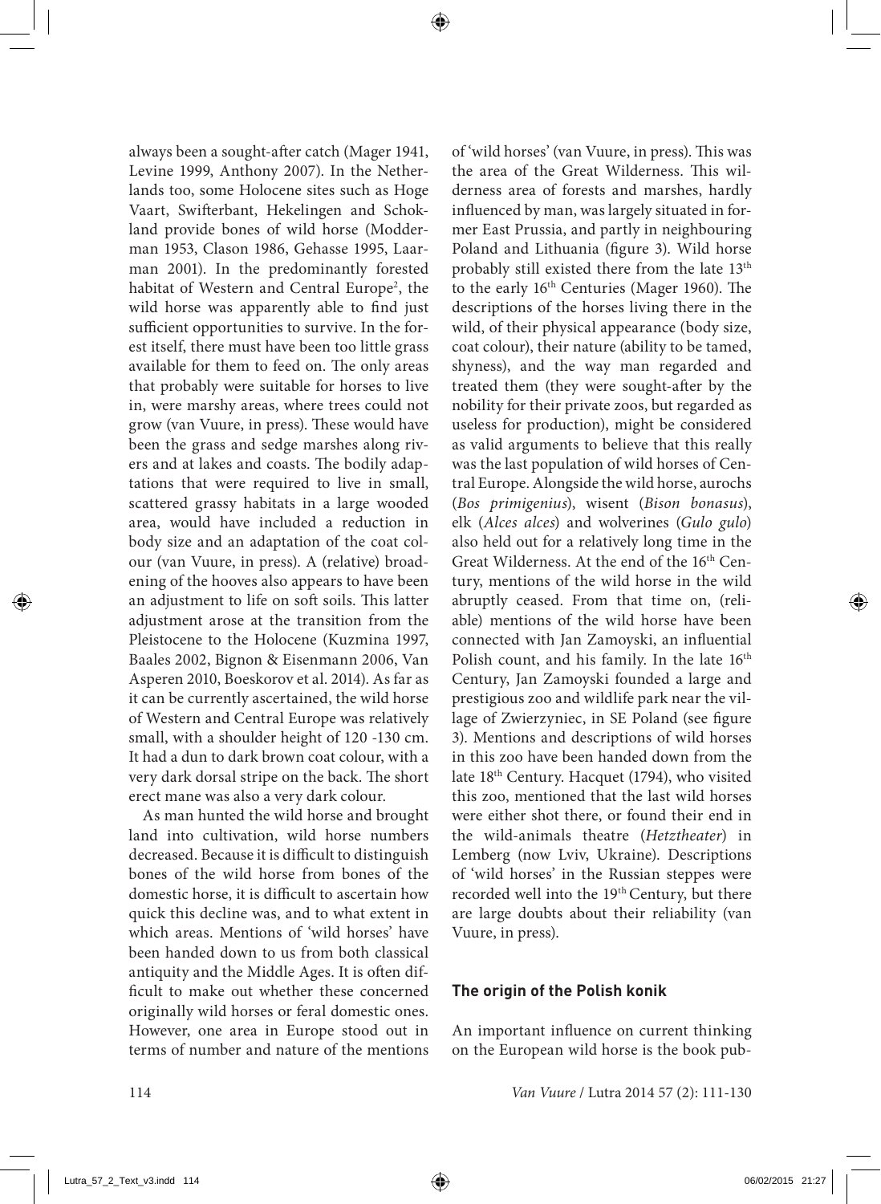always been a sought-after catch (Mager 1941, Levine 1999, Anthony 2007). In the Netherlands too, some Holocene sites such as Hoge Vaart, Swifterbant, Hekelingen and Schokland provide bones of wild horse (Modderman 1953, Clason 1986, Gehasse 1995, Laarman 2001). In the predominantly forested habitat of Western and Central Europe[2], the wild horse was apparently able to find just sufficient opportunities to survive. In the forest itself, there must have been too little grass available for them to feed on. The only areas that probably were suitable for horses to live in, were marshy areas, where trees could not grow (van Vuure, in press). These would have been the grass and sedge marshes along rivers and at lakes and coasts. The bodily adaptations that were required to live in small, scattered grassy habitats in a large wooded area, would have included a reduction in body size and an adaptation of the coat colour (van Vuure, in press). A (relative) broadening of the hooves also appears to have been an adjustment to life on soft soils. This latter adjustment arose at the transition from the Pleistocene to the Holocene (Kuzmina 1997, Baales 2002, Bignon & Eisenmann 2006, Van Asperen 2010, Boeskorov et al. 2014). As far as it can be currently ascertained, the wild horse of Western and Central Europe was relatively small, with a shoulder height of 120 -130 cm. It had a dun to dark brown coat colour, with a very dark dorsal stripe on the back. The short erect mane was also a very dark colour.

As man hunted the wild horse and brought land into cultivation, wild horse numbers decreased. Because it is difficult to distinguish bones of the wild horse from bones of the domestic horse, it is difficult to ascertain how quick this decline was, and to what extent in which areas. Mentions of 'wild horses' have been handed down to us from both classical antiquity and the Middle Ages. It is often difficult to make out whether these concerned originally wild horses or feral domestic ones. However, one area in Europe stood out in terms of number and nature of the mentions of 'wild horses' (van Vuure, in press). This was the area of the Great Wilderness. This wilderness area of forests and marshes, hardly influenced by man, was largely situated in former East Prussia, and partly in neighbouring Poland and Lithuania (figure 3). Wild horse probably still existed there from the late 13th to the early 16th Centuries (Mager 1960). The descriptions of the horses living there in the wild, of their physical appearance (body size, coat colour), their nature (ability to be tamed, shyness), and the way man regarded and treated them (they were sought-after by the nobility for their private zoos, but regarded as useless for production), might be considered as valid arguments to believe that this really was the last population of wild horses of Central Europe. Alongside the wild horse, aurochs (*Bos primigenius*), wisent (*Bison bonasus*), elk (*Alces alces*) and wolverines (*Gulo gulo*) also held out for a relatively long time in the Great Wilderness. At the end of the 16th Century, mentions of the wild horse in the wild abruptly ceased. From that time on, (reliable) mentions of the wild horse have been connected with Jan Zamoyski, an influential Polish count, and his family. In the late 16th Century, Jan Zamoyski founded a large and prestigious zoo and wildlife park near the village of Zwierzyniec, in SE Poland (see figure 3). Mentions and descriptions of wild horses in this zoo have been handed down from the late 18th Century. Hacquet (1794), who visited this zoo, mentioned that the last wild horses were either shot there, or found their end in the wild-animals theatre (*Hetztheater*) in Lemberg (now Lviv, Ukraine). Descriptions of 'wild horses' in the Russian steppes were recorded well into the 19th Century, but there are large doubts about their reliability (van Vuure, in press).

## The origin of the Polish konik

An important influence on current thinking on the European wild horse is the book pub-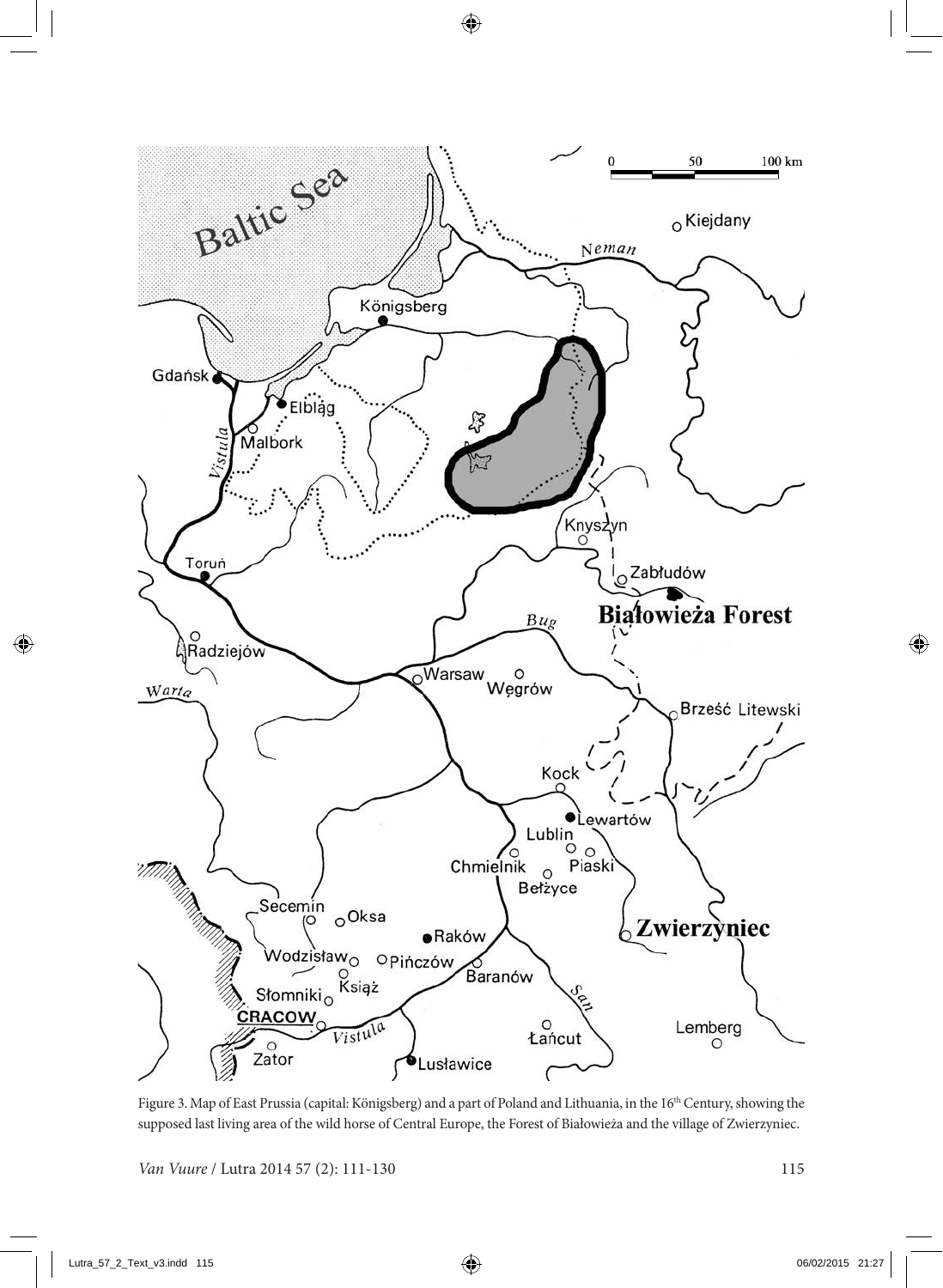Figure 3. Map of East Prussia (capital: Königsberg) and a part of Poland and Lithuania, in the 16th Century, showing the supposed last living area of the wild horse of Central Europe, the Forest of Białowieża and the village of Zwierzyniec.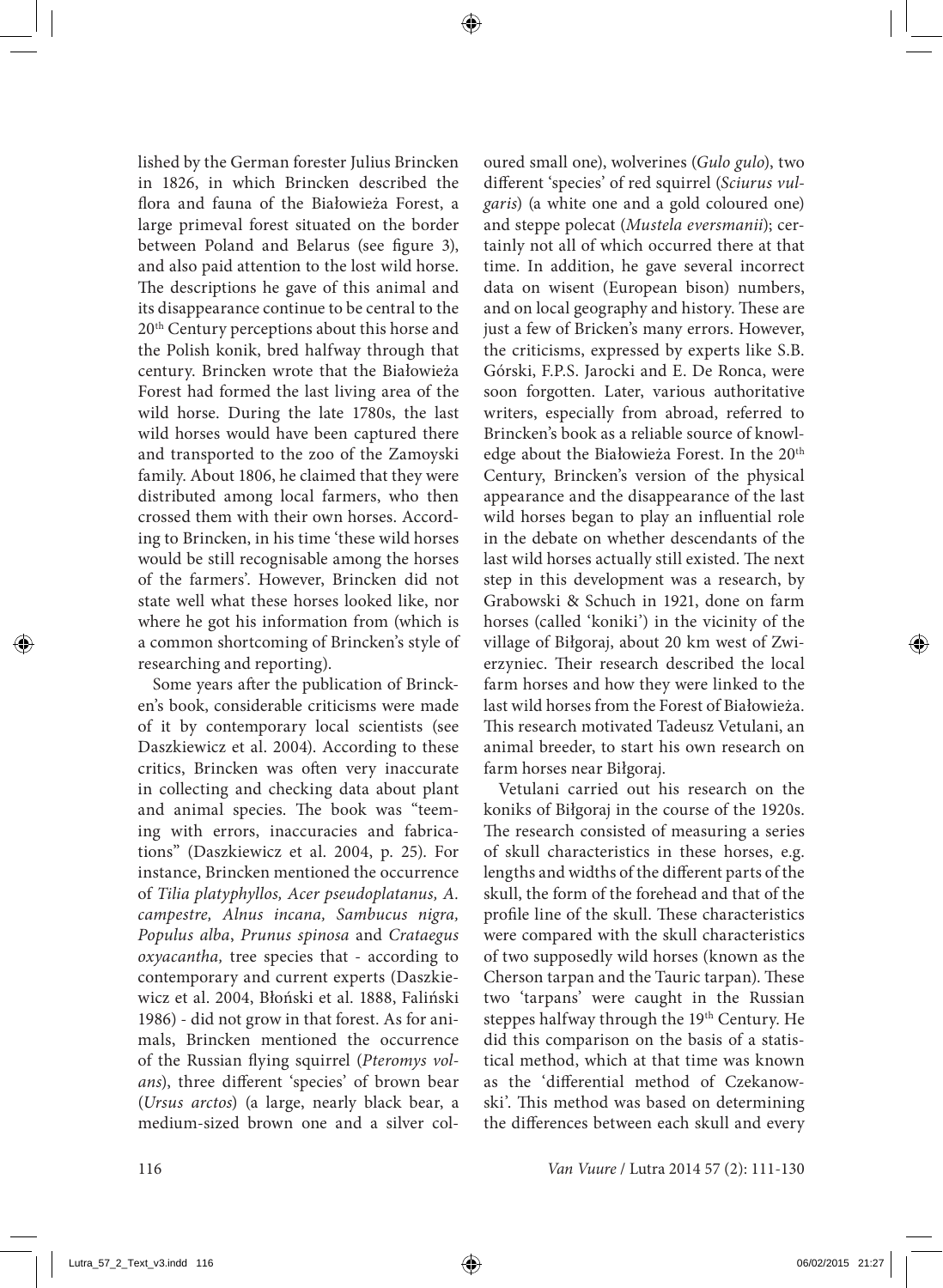lished by the German forester Julius Brincken in 1826, in which Brincken described the flora and fauna of the Białowieża Forest, a large primeval forest situated on the border between Poland and Belarus (see figure 3), and also paid attention to the lost wild horse. The descriptions he gave of this animal and its disappearance continue to be central to the 20th Century perceptions about this horse and the Polish konik, bred halfway through that century. Brincken wrote that the Białowieża Forest had formed the last living area of the wild horse. During the late 1780s, the last wild horses would have been captured there and transported to the zoo of the Zamoyski family. About 1806, he claimed that they were distributed among local farmers, who then crossed them with their own horses. According to Brincken, in his time 'these wild horses would be still recognisable among the horses of the farmers'. However, Brincken did not state well what these horses looked like, nor where he got his information from (which is a common shortcoming of Brincken's style of researching and reporting).

Some years after the publication of Brincken's book, considerable criticisms were made of it by contemporary local scientists (see Daszkiewicz et al. 2004). According to these critics, Brincken was often very inaccurate in collecting and checking data about plant and animal species. The book was "teeming with errors, inaccuracies and fabrications" (Daszkiewicz et al. 2004, p. 25). For instance, Brincken mentioned the occurrence of *Tilia platyphyllos, Acer pseudoplatanus, A. campestre, Alnus incana, Sambucus nigra, Populus alba*, *Prunus spinosa* and *Crataegus oxyacantha,* tree species that - according to contemporary and current experts (Daszkiewicz et al. 2004, Błoński et al. 1888, Faliński 1986) - did not grow in that forest. As for animals, Brincken mentioned the occurrence of the Russian flying squirrel (*Pteromys volans*), three different 'species' of brown bear (*Ursus arctos*) (a large, nearly black bear, a medium-sized brown one and a silver coloured small one), wolverines (*Gulo gulo*), two different 'species' of red squirrel (*Sciurus vulgaris*) (a white one and a gold coloured one) and steppe polecat (*Mustela eversmanii*); certainly not all of which occurred there at that time. In addition, he gave several incorrect data on wisent (European bison) numbers, and on local geography and history. These are just a few of Bricken's many errors. However, the criticisms, expressed by experts like S.B. Górski, F.P.S. Jarocki and E. De Ronca, were soon forgotten. Later, various authoritative writers, especially from abroad, referred to Brincken's book as a reliable source of knowledge about the Białowieża Forest. In the 20th Century, Brincken's version of the physical appearance and the disappearance of the last wild horses began to play an influential role in the debate on whether descendants of the last wild horses actually still existed. The next step in this development was a research, by Grabowski & Schuch in 1921, done on farm horses (called 'koniki') in the vicinity of the village of Biłgoraj, about 20 km west of Zwierzyniec. Their research described the local farm horses and how they were linked to the last wild horses from the Forest of Białowieża. This research motivated Tadeusz Vetulani, an animal breeder, to start his own research on farm horses near Biłgoraj.

Vetulani carried out his research on the koniks of Biłgoraj in the course of the 1920s. The research consisted of measuring a series of skull characteristics in these horses, e.g. lengths and widths of the different parts of the skull, the form of the forehead and that of the profile line of the skull. These characteristics were compared with the skull characteristics of two supposedly wild horses (known as the Cherson tarpan and the Tauric tarpan). These two 'tarpans' were caught in the Russian steppes halfway through the 19th Century. He did this comparison on the basis of a statistical method, which at that time was known as the 'differential method of Czekanowski'. This method was based on determining the differences between each skull and every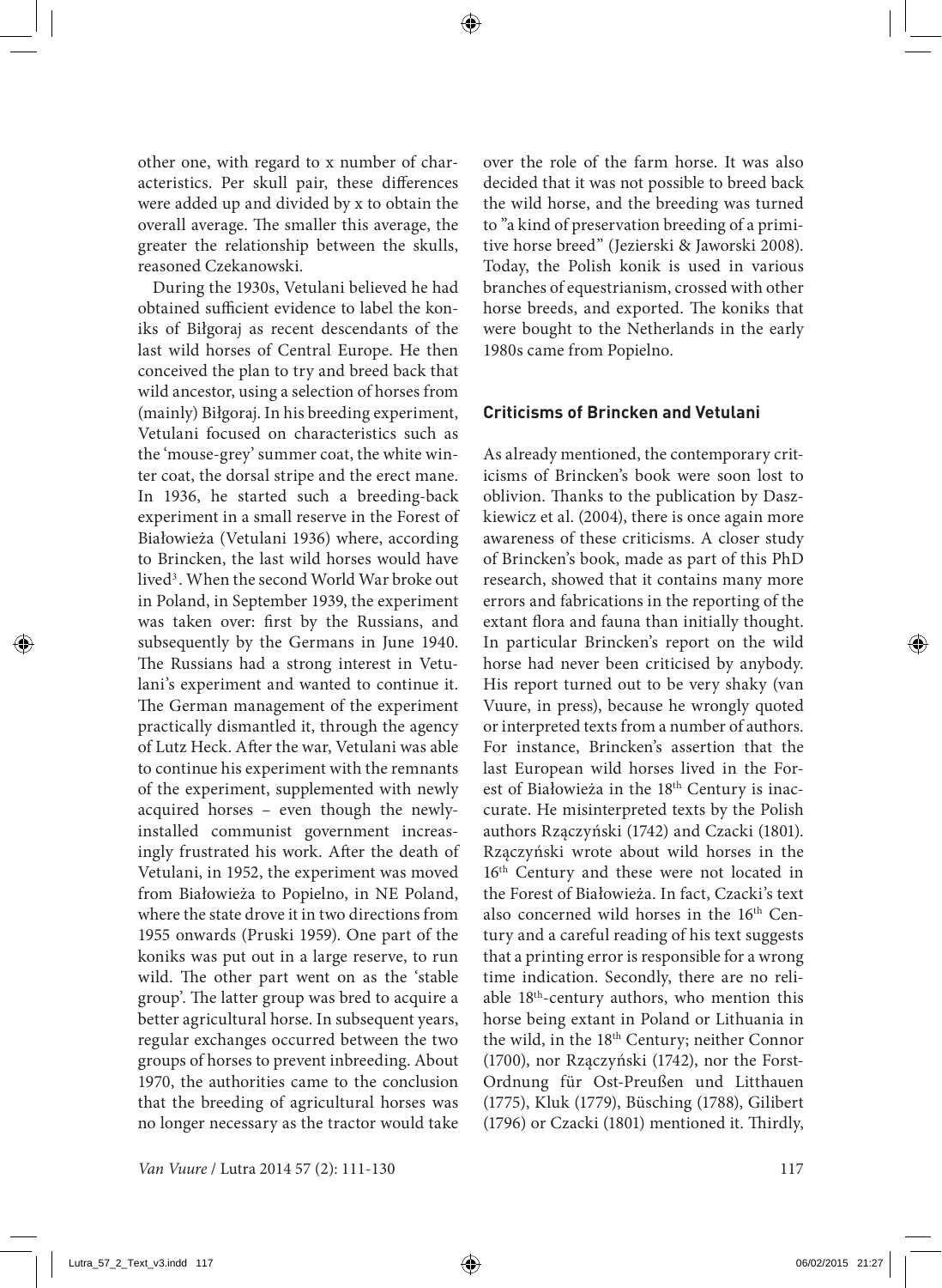other one, with regard to x number of characteristics. Per skull pair, these differences were added up and divided by x to obtain the overall average. The smaller this average, the greater the relationship between the skulls, reasoned Czekanowski.

During the 1930s, Vetulani believed he had obtained sufficient evidence to label the koniks of Biłgoraj as recent descendants of the last wild horses of Central Europe. He then conceived the plan to try and breed back that wild ancestor, using a selection of horses from (mainly) Biłgoraj. In his breeding experiment, Vetulani focused on characteristics such as the 'mouse-grey' summer coat, the white winter coat, the dorsal stripe and the erect mane. In 1936, he started such a breeding-back experiment in a small reserve in the Forest of Białowieża (Vetulani 1936) where, according to Brincken, the last wild horses would have lived[3]. When the second World War broke out in Poland, in September 1939, the experiment was taken over: first by the Russians, and subsequently by the Germans in June 1940. The Russians had a strong interest in Vetulani's experiment and wanted to continue it. The German management of the experiment practically dismantled it, through the agency of Lutz Heck. After the war, Vetulani was able to continue his experiment with the remnants of the experiment, supplemented with newly acquired horses – even though the newly-installed communist government increasingly frustrated his work. After the death of Vetulani, in 1952, the experiment was moved from Białowieża to Popielno, in NE Poland, where the state drove it in two directions from 1955 onwards (Pruski 1959). One part of the koniks was put out in a large reserve, to run wild. The other part went on as the 'stable group'. The latter group was bred to acquire a better agricultural horse. In subsequent years, regular exchanges occurred between the two groups of horses to prevent inbreeding. About 1970, the authorities came to the conclusion that the breeding of agricultural horses was no longer necessary as the tractor would take over the role of the farm horse. It was also decided that it was not possible to breed back the wild horse, and the breeding was turned to "a kind of preservation breeding of a primitive horse breed" (Jezierski & Jaworski 2008). Today, the Polish konik is used in various branches of equestrianism, crossed with other horse breeds, and exported. The koniks that were bought to the Netherlands in the early 1980s came from Popielno.

## Criticisms of Brincken and Vetulani

As already mentioned, the contemporary criticisms of Brincken's book were soon lost to oblivion. Thanks to the publication by Daszkiewicz et al. (2004), there is once again more awareness of these criticisms. A closer study of Brincken's book, made as part of this PhD research, showed that it contains many more errors and fabrications in the reporting of the extant flora and fauna than initially thought. In particular Brincken's report on the wild horse had never been criticised by anybody. His report turned out to be very shaky (van Vuure, in press), because he wrongly quoted or interpreted texts from a number of authors. For instance, Brincken's assertion that the last European wild horses lived in the Forest of Białowieża in the 18th Century is inaccurate. He misinterpreted texts by the Polish authors Rzączyński (1742) and Czacki (1801). Rzączyński wrote about wild horses in the 16th Century and these were not located in the Forest of Białowieża. In fact, Czacki's text also concerned wild horses in the 16th Century and a careful reading of his text suggests that a printing error is responsible for a wrong time indication. Secondly, there are no reliable 18th-century authors, who mention this horse being extant in Poland or Lithuania in the wild, in the 18th Century; neither Connor (1700), nor Rzączyński (1742), nor the Forst-Ordnung für Ost-Preußen und Litthauen (1775), Kluk (1779), Büsching (1788), Gilibert (1796) or Czacki (1801) mentioned it. Thirdly,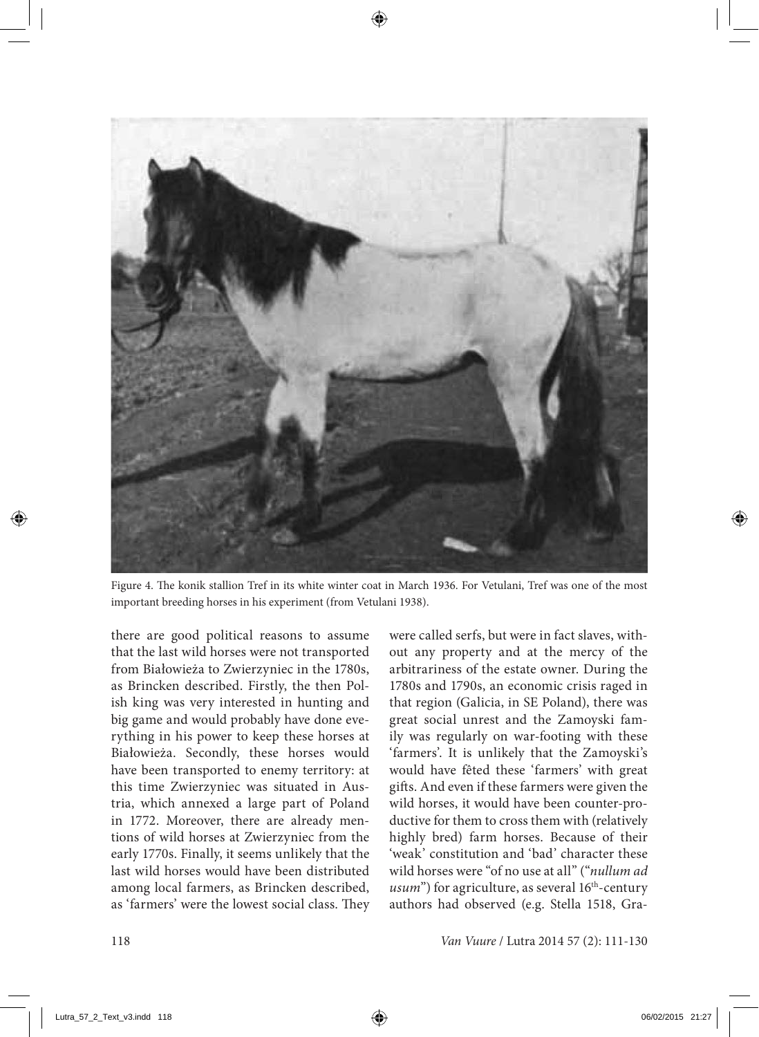Figure 4. The konik stallion Tref in its white winter coat in March 1936. For Vetulani, Tref was one of the most important breeding horses in his experiment (from Vetulani 1938).

there are good political reasons to assume that the last wild horses were not transported from Białowieża to Zwierzyniec in the 1780s, as Brincken described. Firstly, the then Polish king was very interested in hunting and big game and would probably have done everything in his power to keep these horses at Białowieża. Secondly, these horses would have been transported to enemy territory: at this time Zwierzyniec was situated in Austria, which annexed a large part of Poland in 1772. Moreover, there are already mentions of wild horses at Zwierzyniec from the early 1770s. Finally, it seems unlikely that the last wild horses would have been distributed among local farmers, as Brincken described, as 'farmers' were the lowest social class. They were called serfs, but were in fact slaves, without any property and at the mercy of the arbitrariness of the estate owner. During the 1780s and 1790s, an economic crisis raged in that region (Galicia, in SE Poland), there was great social unrest and the Zamoyski family was regularly on war-footing with these 'farmers'. It is unlikely that the Zamoyski's would have fêted these 'farmers' with great gifts. And even if these farmers were given the wild horses, it would have been counter-productive for them to cross them with (relatively highly bred) farm horses. Because of their 'weak' constitution and 'bad' character these wild horses were "of no use at all" ("*nullum ad usum*") for agriculture, as several 16th-century authors had observed (e.g. Stella 1518, Gra-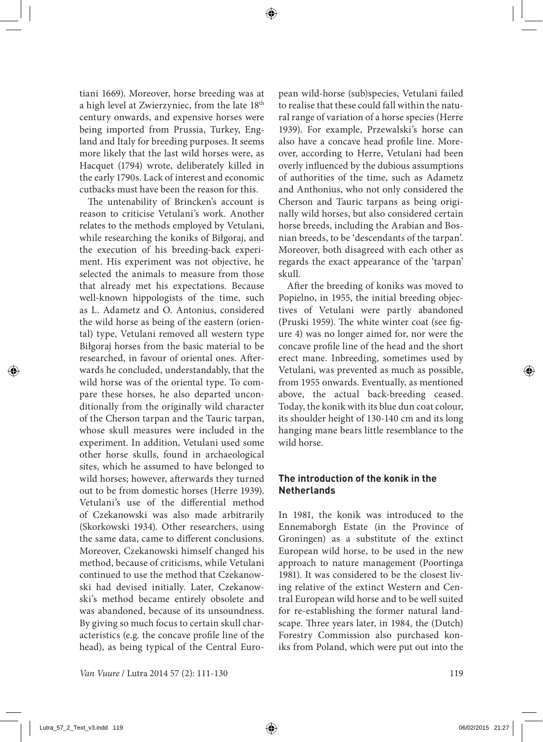tiani 1669). Moreover, horse breeding was at a high level at Zwierzyniec, from the late 18th century onwards, and expensive horses were being imported from Prussia, Turkey, England and Italy for breeding purposes. It seems more likely that the last wild horses were, as Hacquet (1794) wrote, deliberately killed in the early 1790s. Lack of interest and economic cutbacks must have been the reason for this.

The untenability of Brincken's account is reason to criticise Vetulani's work. Another relates to the methods employed by Vetulani, while researching the koniks of Biłgoraj, and the execution of his breeding-back experiment. His experiment was not objective, he selected the animals to measure from those that already met his expectations. Because well-known hippologists of the time, such as L. Adametz and O. Antonius, considered the wild horse as being of the eastern (oriental) type, Vetulani removed all western type Biłgoraj horses from the basic material to be researched, in favour of oriental ones. Afterwards he concluded, understandably, that the wild horse was of the oriental type. To compare these horses, he also departed unconditionally from the originally wild character of the Cherson tarpan and the Tauric tarpan, whose skull measures were included in the experiment. In addition, Vetulani used some other horse skulls, found in archaeological sites, which he assumed to have belonged to wild horses; however, afterwards they turned out to be from domestic horses (Herre 1939). Vetulani's use of the differential method of Czekanowski was also made arbitrarily (Skorkowski 1934). Other researchers, using the same data, came to different conclusions. Moreover, Czekanowski himself changed his method, because of criticisms, while Vetulani continued to use the method that Czekanowski had devised initially. Later, Czekanowski's method became entirely obsolete and was abandoned, because of its unsoundness. By giving so much focus to certain skull characteristics (e.g. the concave profile line of the head), as being typical of the Central European wild-horse (sub)species, Vetulani failed to realise that these could fall within the natural range of variation of a horse species (Herre 1939). For example, Przewalski's horse can also have a concave head profile line. Moreover, according to Herre, Vetulani had been overly influenced by the dubious assumptions of authorities of the time, such as Adametz and Anthonius, who not only considered the Cherson and Tauric tarpans as being originally wild horses, but also considered certain horse breeds, including the Arabian and Bosnian breeds, to be 'descendants of the tarpan'. Moreover, both disagreed with each other as regards the exact appearance of the 'tarpan' skull.

After the breeding of koniks was moved to Popielno, in 1955, the initial breeding objectives of Vetulani were partly abandoned (Pruski 1959). The white winter coat (see figure 4) was no longer aimed for, nor were the concave profile line of the head and the short erect mane. Inbreeding, sometimes used by Vetulani, was prevented as much as possible, from 1955 onwards. Eventually, as mentioned above, the actual back-breeding ceased. Today, the konik with its blue dun coat colour, its shoulder height of 130-140 cm and its long hanging mane bears little resemblance to the wild horse.

## The introduction of the konik in the Netherlands

In 1981, the konik was introduced to the Ennemaborgh Estate (in the Province of Groningen) as a substitute of the extinct European wild horse, to be used in the new approach to nature management (Poortinga 1981). It was considered to be the closest living relative of the extinct Western and Central European wild horse and to be well suited for re-establishing the former natural landscape. Three years later, in 1984, the (Dutch) Forestry Commission also purchased koniks from Poland, which were put out into the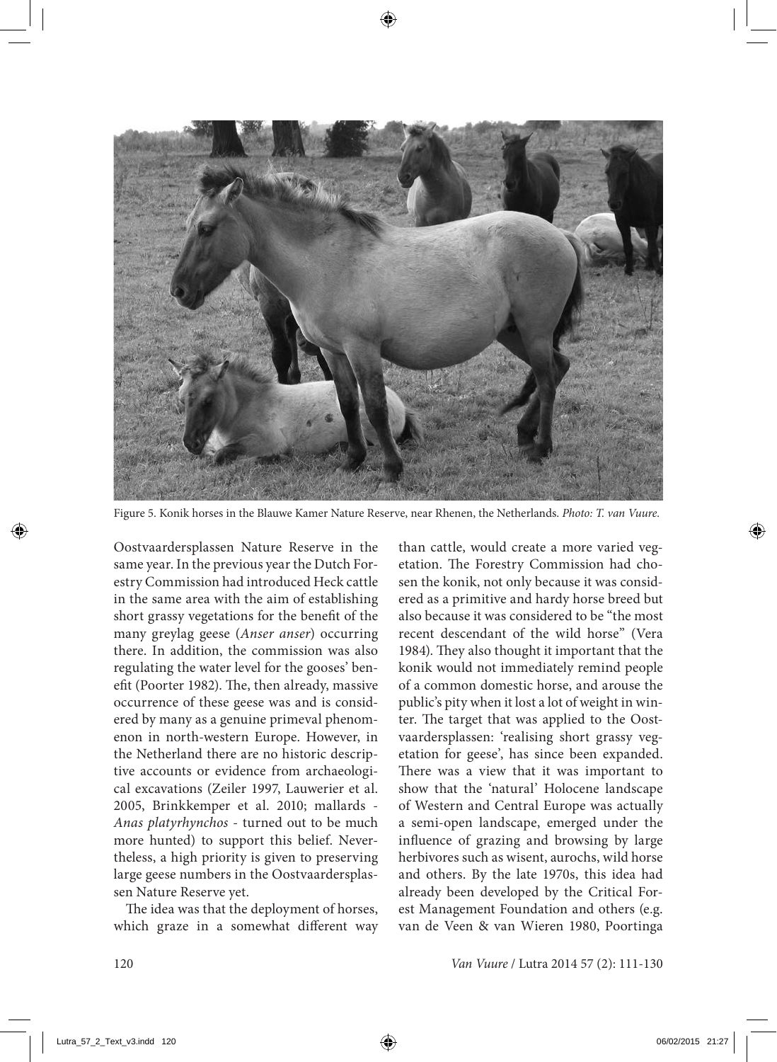Figure 5. Konik horses in the Blauwe Kamer Nature Reserve, near Rhenen, the Netherlands. *Photo: T. van Vuure.*

Oostvaardersplassen Nature Reserve in the same year. In the previous year the Dutch Forestry Commission had introduced Heck cattle in the same area with the aim of establishing short grassy vegetations for the benefit of the many greylag geese (*Anser anser*) occurring there. In addition, the commission was also regulating the water level for the gooses' benefit (Poorter 1982). The, then already, massive occurrence of these geese was and is considered by many as a genuine primeval phenomenon in north-western Europe. However, in the Netherland there are no historic descriptive accounts or evidence from archaeological excavations (Zeiler 1997, Lauwerier et al. 2005, Brinkkemper et al. 2010; mallards - *Anas platyrhynchos* - turned out to be much more hunted) to support this belief. Nevertheless, a high priority is given to preserving large geese numbers in the Oostvaardersplassen Nature Reserve yet.

The idea was that the deployment of horses, which graze in a somewhat different way than cattle, would create a more varied vegetation. The Forestry Commission had chosen the konik, not only because it was considered as a primitive and hardy horse breed but also because it was considered to be "the most recent descendant of the wild horse" (Vera 1984). They also thought it important that the konik would not immediately remind people of a common domestic horse, and arouse the public's pity when it lost a lot of weight in winter. The target that was applied to the Oostvaardersplassen: 'realising short grassy vegetation for geese', has since been expanded. There was a view that it was important to show that the 'natural' Holocene landscape of Western and Central Europe was actually a semi-open landscape, emerged under the influence of grazing and browsing by large herbivores such as wisent, aurochs, wild horse and others. By the late 1970s, this idea had already been developed by the Critical Forest Management Foundation and others (e.g. van de Veen & van Wieren 1980, Poortinga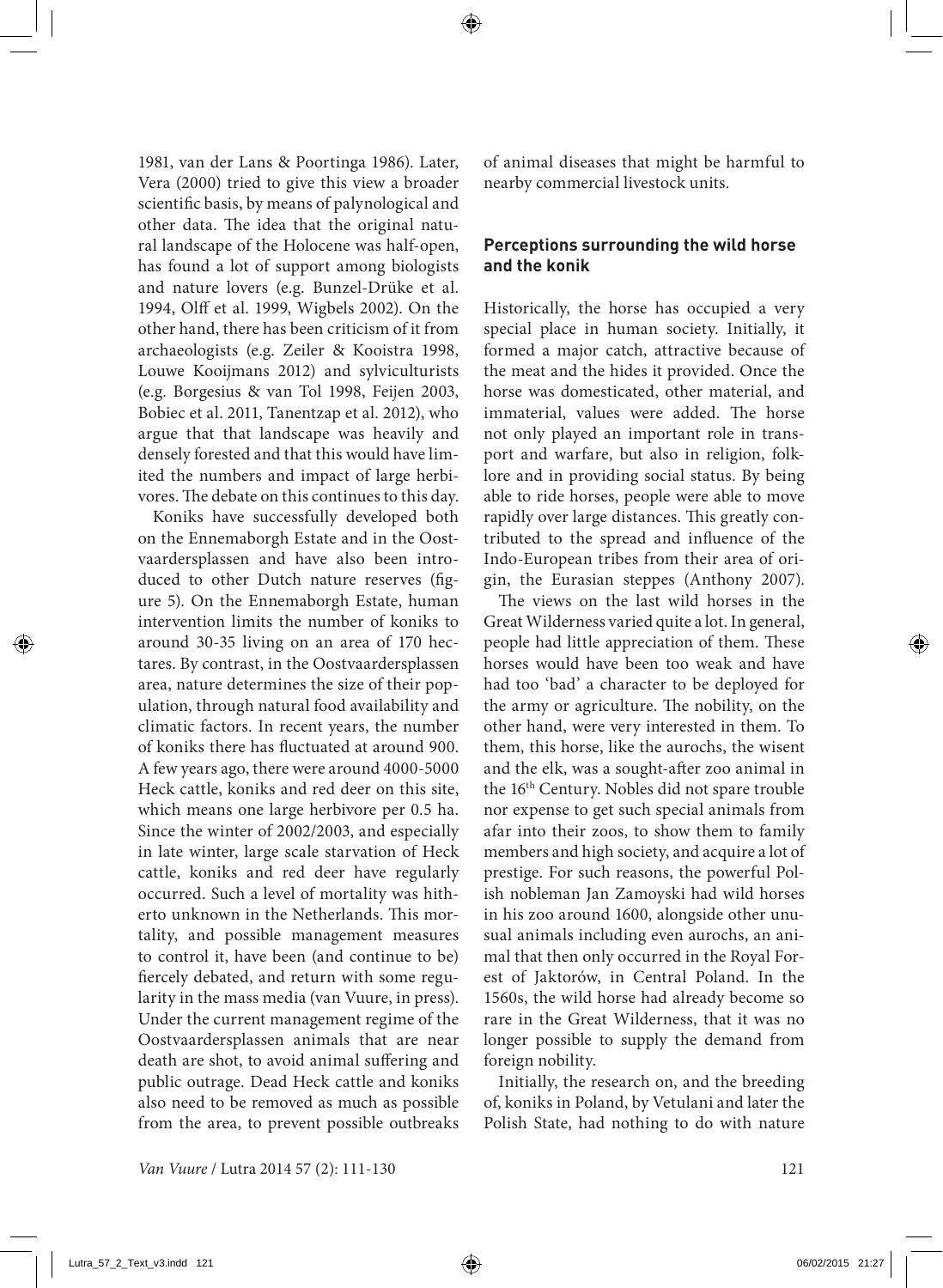1981, van der Lans & Poortinga 1986). Later, Vera (2000) tried to give this view a broader scientific basis, by means of palynological and other data. The idea that the original natural landscape of the Holocene was half-open, has found a lot of support among biologists and nature lovers (e.g. Bunzel-Drüke et al. 1994, Olff et al. 1999, Wigbels 2002). On the other hand, there has been criticism of it from archaeologists (e.g. Zeiler & Kooistra 1998, Louwe Kooijmans 2012) and sylviculturists (e.g. Borgesius & van Tol 1998, Feijen 2003, Bobiec et al. 2011, Tanentzap et al. 2012), who argue that that landscape was heavily and densely forested and that this would have limited the numbers and impact of large herbivores. The debate on this continues to this day.

Koniks have successfully developed both on the Ennemaborgh Estate and in the Oostvaardersplassen and have also been introduced to other Dutch nature reserves (figure 5). On the Ennemaborgh Estate, human intervention limits the number of koniks to around 30-35 living on an area of 170 hectares. By contrast, in the Oostvaardersplassen area, nature determines the size of their population, through natural food availability and climatic factors. In recent years, the number of koniks there has fluctuated at around 900. A few years ago, there were around 4000-5000 Heck cattle, koniks and red deer on this site, which means one large herbivore per 0.5 ha. Since the winter of 2002/2003, and especially in late winter, large scale starvation of Heck cattle, koniks and red deer have regularly occurred. Such a level of mortality was hitherto unknown in the Netherlands. This mortality, and possible management measures to control it, have been (and continue to be) fiercely debated, and return with some regularity in the mass media (van Vuure, in press). Under the current management regime of the Oostvaardersplassen animals that are near death are shot, to avoid animal suffering and public outrage. Dead Heck cattle and koniks also need to be removed as much as possible from the area, to prevent possible outbreaks of animal diseases that might be harmful to nearby commercial livestock units.

## Perceptions surrounding the wild horse and the konik

Historically, the horse has occupied a very special place in human society. Initially, it formed a major catch, attractive because of the meat and the hides it provided. Once the horse was domesticated, other material, and immaterial, values were added. The horse not only played an important role in transport and warfare, but also in religion, folklore and in providing social status. By being able to ride horses, people were able to move rapidly over large distances. This greatly contributed to the spread and influence of the Indo-European tribes from their area of origin, the Eurasian steppes (Anthony 2007).

The views on the last wild horses in the Great Wilderness varied quite a lot. In general, people had little appreciation of them. These horses would have been too weak and have had too 'bad' a character to be deployed for the army or agriculture. The nobility, on the other hand, were very interested in them. To them, this horse, like the aurochs, the wisent and the elk, was a sought-after zoo animal in the 16th Century. Nobles did not spare trouble nor expense to get such special animals from afar into their zoos, to show them to family members and high society, and acquire a lot of prestige. For such reasons, the powerful Polish nobleman Jan Zamoyski had wild horses in his zoo around 1600, alongside other unusual animals including even aurochs, an animal that then only occurred in the Royal Forest of Jaktorów, in Central Poland. In the 1560s, the wild horse had already become so rare in the Great Wilderness, that it was no longer possible to supply the demand from foreign nobility.

Initially, the research on, and the breeding of, koniks in Poland, by Vetulani and later the Polish State, had nothing to do with nature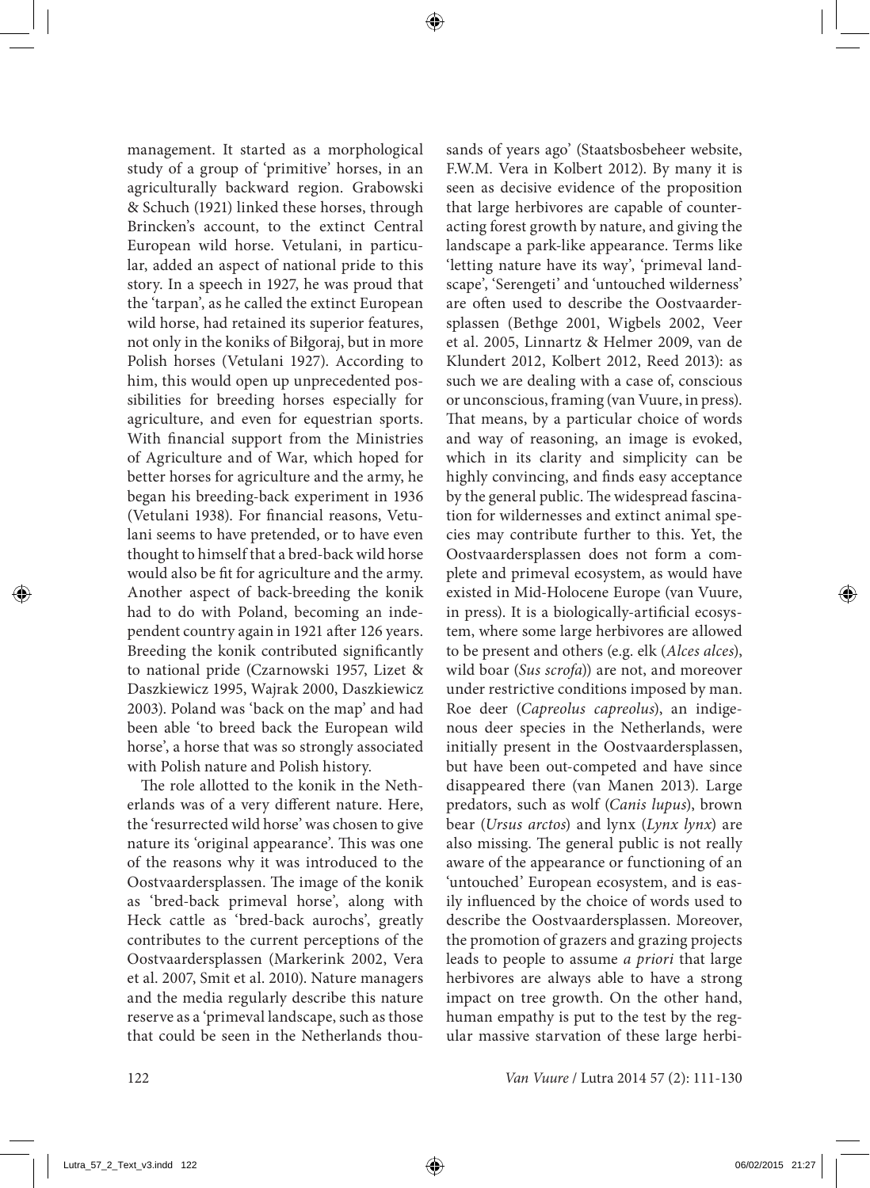management. It started as a morphological study of a group of 'primitive' horses, in an agriculturally backward region. Grabowski & Schuch (1921) linked these horses, through Brincken's account, to the extinct Central European wild horse. Vetulani, in particular, added an aspect of national pride to this story. In a speech in 1927, he was proud that the 'tarpan', as he called the extinct European wild horse, had retained its superior features, not only in the koniks of Biłgoraj, but in more Polish horses (Vetulani 1927). According to him, this would open up unprecedented possibilities for breeding horses especially for agriculture, and even for equestrian sports. With financial support from the Ministries of Agriculture and of War, which hoped for better horses for agriculture and the army, he began his breeding-back experiment in 1936 (Vetulani 1938). For financial reasons, Vetulani seems to have pretended, or to have even thought to himself that a bred-back wild horse would also be fit for agriculture and the army. Another aspect of back-breeding the konik had to do with Poland, becoming an independent country again in 1921 after 126 years. Breeding the konik contributed significantly to national pride (Czarnowski 1957, Lizet & Daszkiewicz 1995, Wajrak 2000, Daszkiewicz 2003). Poland was 'back on the map' and had been able 'to breed back the European wild horse', a horse that was so strongly associated with Polish nature and Polish history.

The role allotted to the konik in the Netherlands was of a very different nature. Here, the 'resurrected wild horse' was chosen to give nature its 'original appearance'. This was one of the reasons why it was introduced to the Oostvaardersplassen. The image of the konik as 'bred-back primeval horse', along with Heck cattle as 'bred-back aurochs', greatly contributes to the current perceptions of the Oostvaardersplassen (Markerink 2002, Vera et al. 2007, Smit et al. 2010). Nature managers and the media regularly describe this nature reserve as a 'primeval landscape, such as those that could be seen in the Netherlands thousands of years ago' (Staatsbosbeheer website, F.W.M. Vera in Kolbert 2012). By many it is seen as decisive evidence of the proposition that large herbivores are capable of counteracting forest growth by nature, and giving the landscape a park-like appearance. Terms like 'letting nature have its way', 'primeval landscape', 'Serengeti' and 'untouched wilderness' are often used to describe the Oostvaardersplassen (Bethge 2001, Wigbels 2002, Veer et al. 2005, Linnartz & Helmer 2009, van de Klundert 2012, Kolbert 2012, Reed 2013): as such we are dealing with a case of, conscious or unconscious, framing (van Vuure, in press). That means, by a particular choice of words and way of reasoning, an image is evoked, which in its clarity and simplicity can be highly convincing, and finds easy acceptance by the general public. The widespread fascination for wildernesses and extinct animal species may contribute further to this. Yet, the Oostvaardersplassen does not form a complete and primeval ecosystem, as would have existed in Mid-Holocene Europe (van Vuure, in press). It is a biologically-artificial ecosystem, where some large herbivores are allowed to be present and others (e.g. elk (*Alces alces*), wild boar (*Sus scrofa*)) are not, and moreover under restrictive conditions imposed by man. Roe deer (*Capreolus capreolus*), an indigenous deer species in the Netherlands, were initially present in the Oostvaardersplassen, but have been out-competed and have since disappeared there (van Manen 2013). Large predators, such as wolf (*Canis lupus*), brown bear (*Ursus arctos*) and lynx (*Lynx lynx*) are also missing. The general public is not really aware of the appearance or functioning of an 'untouched' European ecosystem, and is easily influenced by the choice of words used to describe the Oostvaardersplassen. Moreover, the promotion of grazers and grazing projects leads to people to assume *a priori* that large herbivores are always able to have a strong impact on tree growth. On the other hand, human empathy is put to the test by the regular massive starvation of these large herbi-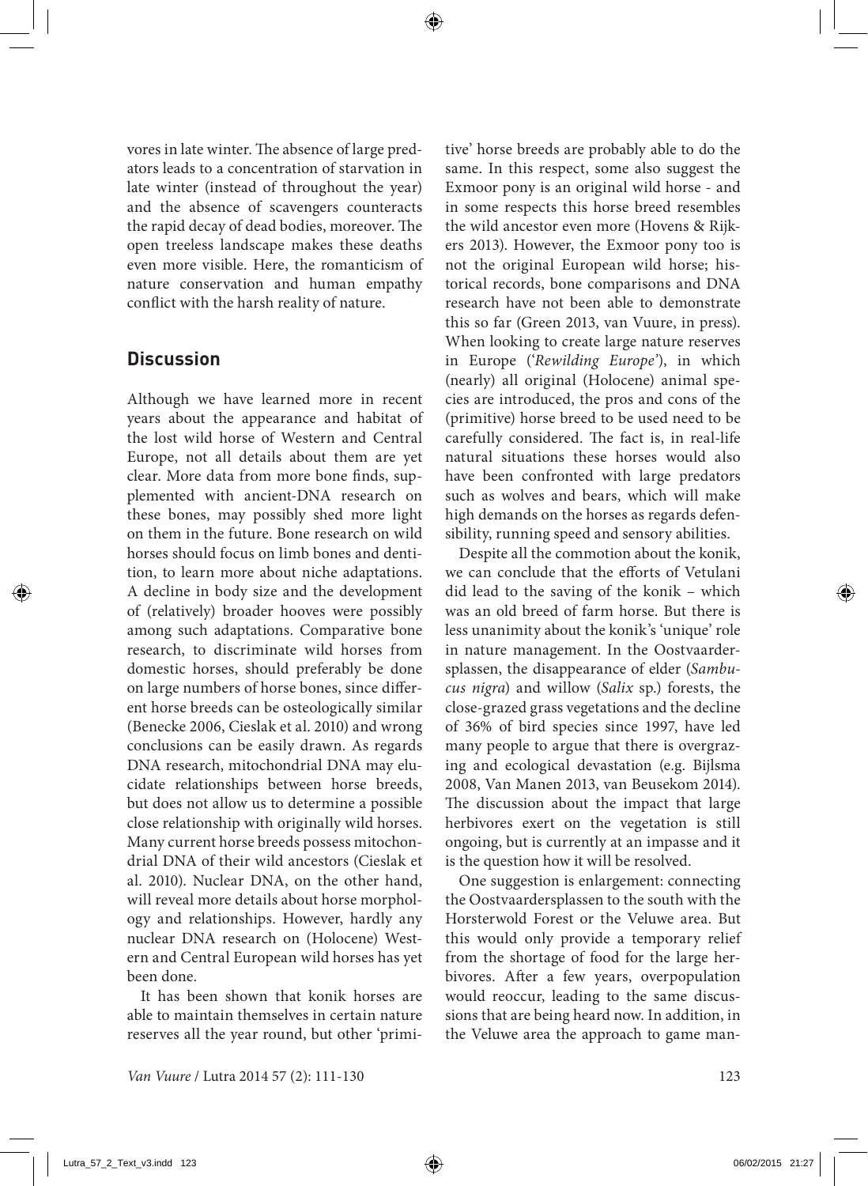vores in late winter. The absence of large predators leads to a concentration of starvation in late winter (instead of throughout the year) and the absence of scavengers counteracts the rapid decay of dead bodies, moreover. The open treeless landscape makes these deaths even more visible. Here, the romanticism of nature conservation and human empathy conflict with the harsh reality of nature.

## Discussion

Although we have learned more in recent years about the appearance and habitat of the lost wild horse of Western and Central Europe, not all details about them are yet clear. More data from more bone finds, supplemented with ancient-DNA research on these bones, may possibly shed more light on them in the future. Bone research on wild horses should focus on limb bones and dentition, to learn more about niche adaptations. A decline in body size and the development of (relatively) broader hooves were possibly among such adaptations. Comparative bone research, to discriminate wild horses from domestic horses, should preferably be done on large numbers of horse bones, since different horse breeds can be osteologically similar (Benecke 2006, Cieslak et al. 2010) and wrong conclusions can be easily drawn. As regards DNA research, mitochondrial DNA may elucidate relationships between horse breeds, but does not allow us to determine a possible close relationship with originally wild horses. Many current horse breeds possess mitochondrial DNA of their wild ancestors (Cieslak et al. 2010). Nuclear DNA, on the other hand, will reveal more details about horse morphology and relationships. However, hardly any nuclear DNA research on (Holocene) Western and Central European wild horses has yet been done.

It has been shown that konik horses are able to maintain themselves in certain nature reserves all the year round, but other 'primitive' horse breeds are probably able to do the same. In this respect, some also suggest the Exmoor pony is an original wild horse - and in some respects this horse breed resembles the wild ancestor even more (Hovens & Rijkers 2013). However, the Exmoor pony too is not the original European wild horse; historical records, bone comparisons and DNA research have not been able to demonstrate this so far (Green 2013, van Vuure, in press). When looking to create large nature reserves in Europe ('*Rewilding Europe*'), in which (nearly) all original (Holocene) animal species are introduced, the pros and cons of the (primitive) horse breed to be used need to be carefully considered. The fact is, in real-life natural situations these horses would also have been confronted with large predators such as wolves and bears, which will make high demands on the horses as regards defensibility, running speed and sensory abilities.

Despite all the commotion about the konik, we can conclude that the efforts of Vetulani did lead to the saving of the konik – which was an old breed of farm horse. But there is less unanimity about the konik's 'unique' role in nature management. In the Oostvaardersplassen, the disappearance of elder (*Sambucus nigra*) and willow (*Salix* sp.) forests, the close-grazed grass vegetations and the decline of 36% of bird species since 1997, have led many people to argue that there is overgrazing and ecological devastation (e.g. Bijlsma 2008, Van Manen 2013, van Beusekom 2014). The discussion about the impact that large herbivores exert on the vegetation is still ongoing, but is currently at an impasse and it is the question how it will be resolved.

One suggestion is enlargement: connecting the Oostvaardersplassen to the south with the Horsterwold Forest or the Veluwe area. But this would only provide a temporary relief from the shortage of food for the large herbivores. After a few years, overpopulation would reoccur, leading to the same discussions that are being heard now. In addition, in the Veluwe area the approach to game man-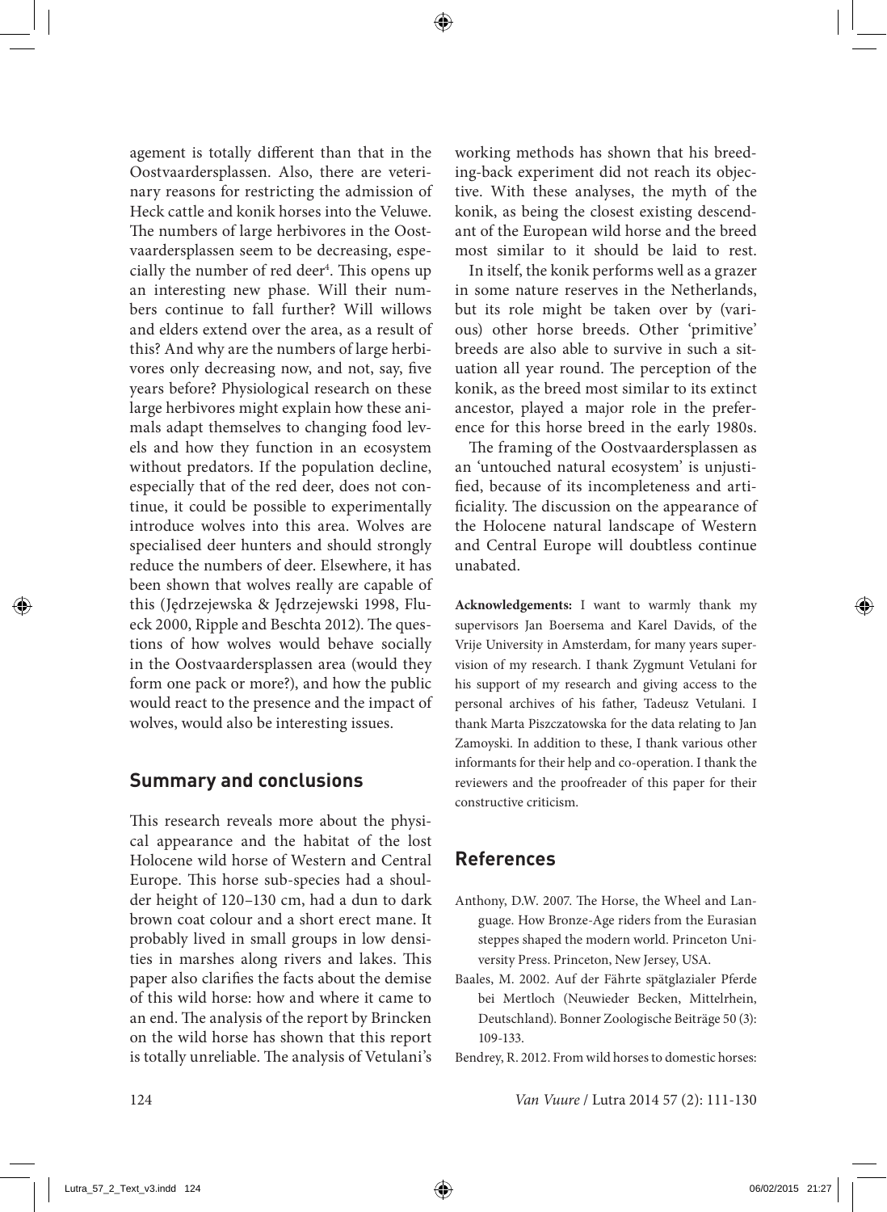agement is totally different than that in the Oostvaardersplassen. Also, there are veterinary reasons for restricting the admission of Heck cattle and konik horses into the Veluwe. The numbers of large herbivores in the Oostvaardersplassen seem to be decreasing, especially the number of red deer[4]. This opens up an interesting new phase. Will their numbers continue to fall further? Will willows and elders extend over the area, as a result of this? And why are the numbers of large herbivores only decreasing now, and not, say, five years before? Physiological research on these large herbivores might explain how these animals adapt themselves to changing food levels and how they function in an ecosystem without predators. If the population decline, especially that of the red deer, does not continue, it could be possible to experimentally introduce wolves into this area. Wolves are specialised deer hunters and should strongly reduce the numbers of deer. Elsewhere, it has been shown that wolves really are capable of this (Jędrzejewska & Jędrzejewski 1998, Flueck 2000, Ripple and Beschta 2012). The questions of how wolves would behave socially in the Oostvaardersplassen area (would they form one pack or more?), and how the public would react to the presence and the impact of wolves, would also be interesting issues.

## Summary and conclusions

This research reveals more about the physical appearance and the habitat of the lost Holocene wild horse of Western and Central Europe. This horse sub-species had a shoulder height of 120–130 cm, had a dun to dark brown coat colour and a short erect mane. It probably lived in small groups in low densities in marshes along rivers and lakes. This paper also clarifies the facts about the demise of this wild horse: how and where it came to an end. The analysis of the report by Brincken on the wild horse has shown that this report is totally unreliable. The analysis of Vetulani's working methods has shown that his breeding-back experiment did not reach its objective. With these analyses, the myth of the konik, as being the closest existing descendant of the European wild horse and the breed most similar to it should be laid to rest.

In itself, the konik performs well as a grazer in some nature reserves in the Netherlands, but its role might be taken over by (various) other horse breeds. Other 'primitive' breeds are also able to survive in such a situation all year round. The perception of the konik, as the breed most similar to its extinct ancestor, played a major role in the preference for this horse breed in the early 1980s.

The framing of the Oostvaardersplassen as an 'untouched natural ecosystem' is unjustified, because of its incompleteness and artificiality. The discussion on the appearance of the Holocene natural landscape of Western and Central Europe will doubtless continue unabated.

**Acknowledgements:** I want to warmly thank my supervisors Jan Boersema and Karel Davids, of the Vrije University in Amsterdam, for many years supervision of my research. I thank Zygmunt Vetulani for his support of my research and giving access to the personal archives of his father, Tadeusz Vetulani. I thank Marta Piszczatowska for the data relating to Jan Zamoyski. In addition to these, I thank various other informants for their help and co-operation. I thank the reviewers and the proofreader of this paper for their constructive criticism.

## References

Anthony, D.W. 2007. The Horse, the Wheel and Language. How Bronze-Age riders from the Eurasian steppes shaped the modern world. Princeton University Press. Princeton, New Jersey, USA.

Baales, M. 2002. Auf der Fährte spätglazialer Pferde bei Mertloch (Neuwieder Becken, Mittelrhein, Deutschland). Bonner Zoologische Beiträge 50 (3): 109-133.

Bendrey, R. 2012. From wild horses to domestic horses: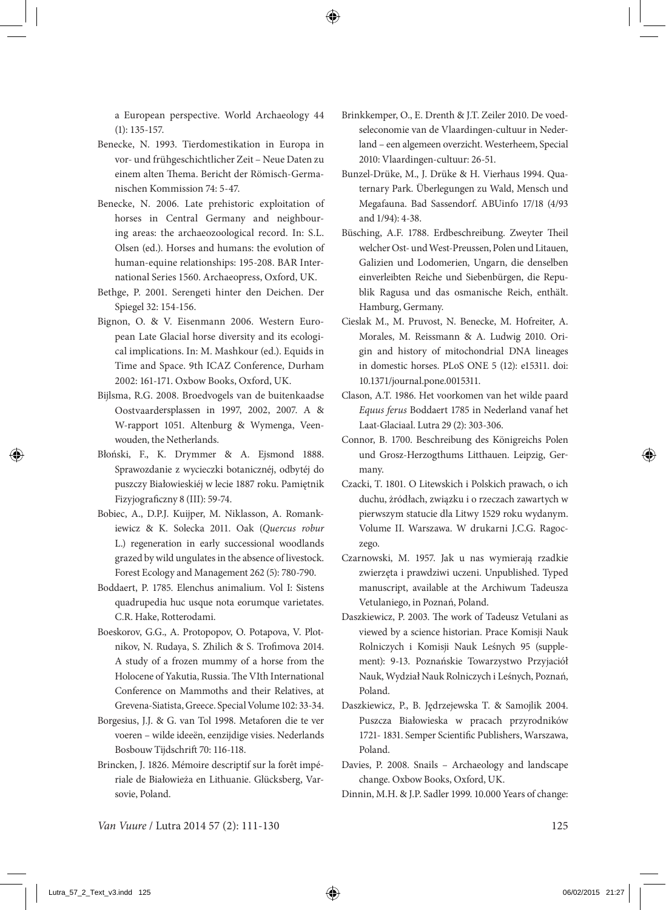a European perspective. World Archaeology 44 (1): 135-157.

Benecke, N. 1993. Tierdomestikation in Europa in vor- und frühgeschichtlicher Zeit – Neue Daten zu einem alten Thema. Bericht der Römisch-Germanischen Kommission 74: 5-47.

Benecke, N. 2006. Late prehistoric exploitation of horses in Central Germany and neighbouring areas: the archaeozoological record. In: S.L. Olsen (ed.). Horses and humans: the evolution of human-equine relationships: 195-208. BAR International Series 1560. Archaeopress, Oxford, UK.

Bethge, P. 2001. Serengeti hinter den Deichen. Der Spiegel 32: 154-156.

Bignon, O. & V. Eisenmann 2006. Western European Late Glacial horse diversity and its ecological implications. In: M. Mashkour (ed.). Equids in Time and Space. 9th ICAZ Conference, Durham 2002: 161-171. Oxbow Books, Oxford, UK.

Bijlsma, R.G. 2008. Broedvogels van de buitenkaadse Oostvaardersplassen in 1997, 2002, 2007. A & W-rapport 1051. Altenburg & Wymenga, Veenwouden, the Netherlands.

Błoński, F., K. Drymmer & A. Ejsmond 1888. Sprawozdanie z wycieczki botanicznéj, odbytéj do puszczy Białowieskiéj w lecie 1887 roku. Pamiętnik Fizyjograficzny 8 (III): 59-74.

Bobiec, A., D.P.J. Kuijper, M. Niklasson, A. Romankiewicz & K. Solecka 2011. Oak (*Quercus robur* L.) regeneration in early successional woodlands grazed by wild ungulates in the absence of livestock. Forest Ecology and Management 262 (5): 780-790.

Boddaert, P. 1785. Elenchus animalium. Vol I: Sistens quadrupedia huc usque nota eorumque varietates. C.R. Hake, Rotterodami.

Boeskorov, G.G., A. Protopopov, O. Potapova, V. Plotnikov, N. Rudaya, S. Zhilich & S. Trofimova 2014. A study of a frozen mummy of a horse from the Holocene of Yakutia, Russia. The VIth International Conference on Mammoths and their Relatives, at Grevena-Siatista, Greece. Special Volume 102: 33-34.

Borgesius, J.J. & G. van Tol 1998. Metaforen die te ver voeren – wilde ideeën, eenzijdige visies. Nederlands Bosbouw Tijdschrift 70: 116-118.

Brincken, J. 1826. Mémoire descriptif sur la forêt impériale de Białowieża en Lithuanie. Glücksberg, Varsovie, Poland.

Brinkkemper, O., E. Drenth & J.T. Zeiler 2010. De voedseleconomie van de Vlaardingen-cultuur in Nederland – een algemeen overzicht. Westerheem, Special 2010: Vlaardingen-cultuur: 26-51.

Bunzel-Drüke, M., J. Drüke & H. Vierhaus 1994. Quaternary Park. Überlegungen zu Wald, Mensch und Megafauna. Bad Sassendorf. ABUinfo 17/18 (4/93 and 1/94): 4-38.

Büsching, A.F. 1788. Erdbeschreibung. Zweyter Theil welcher Ost- und West-Preussen, Polen und Litauen, Galizien und Lodomerien, Ungarn, die denselben einverleibten Reiche und Siebenbürgen, die Republik Ragusa und das osmanische Reich, enthält. Hamburg, Germany.

Cieslak M., M. Pruvost, N. Benecke, M. Hofreiter, A. Morales, M. Reissmann & A. Ludwig 2010. Origin and history of mitochondrial DNA lineages in domestic horses. PLoS ONE 5 (12): e15311. doi: 10.1371/journal.pone.0015311.

Clason, A.T. 1986. Het voorkomen van het wilde paard *Equus ferus* Boddaert 1785 in Nederland vanaf het Laat-Glaciaal. Lutra 29 (2): 303-306.

Connor, B. 1700. Beschreibung des Königreichs Polen und Grosz-Herzogthums Litthauen. Leipzig, Germany.

Czacki, T. 1801. O Litewskich i Polskich prawach, o ich duchu, źródłach, związku i o rzeczach zawartych w pierwszym statucie dla Litwy 1529 roku wydanym. Volume II. Warszawa. W drukarni J.C.G. Ragoczego.

Czarnowski, M. 1957. Jak u nas wymierają rzadkie zwierzęta i prawdziwi uczeni. Unpublished. Typed manuscript, available at the Archiwum Tadeusza Vetulaniego, in Poznań, Poland.

Daszkiewicz, P. 2003. The work of Tadeusz Vetulani as viewed by a science historian. Prace Komisji Nauk Rolniczych i Komisji Nauk Leśnych 95 (supplement): 9-13. Poznańskie Towarzystwo Przyjaciół Nauk, Wydział Nauk Rolniczych i Leśnych, Poznań, Poland.

Daszkiewicz, P., B. Jędrzejewska T. & Samojlik 2004. Puszcza Białowieska w pracach przyrodników 1721- 1831. Semper Scientific Publishers, Warszawa, Poland.

Davies, P. 2008. Snails – Archaeology and landscape change. Oxbow Books, Oxford, UK.

Dinnin, M.H. & J.P. Sadler 1999. 10.000 Years of change: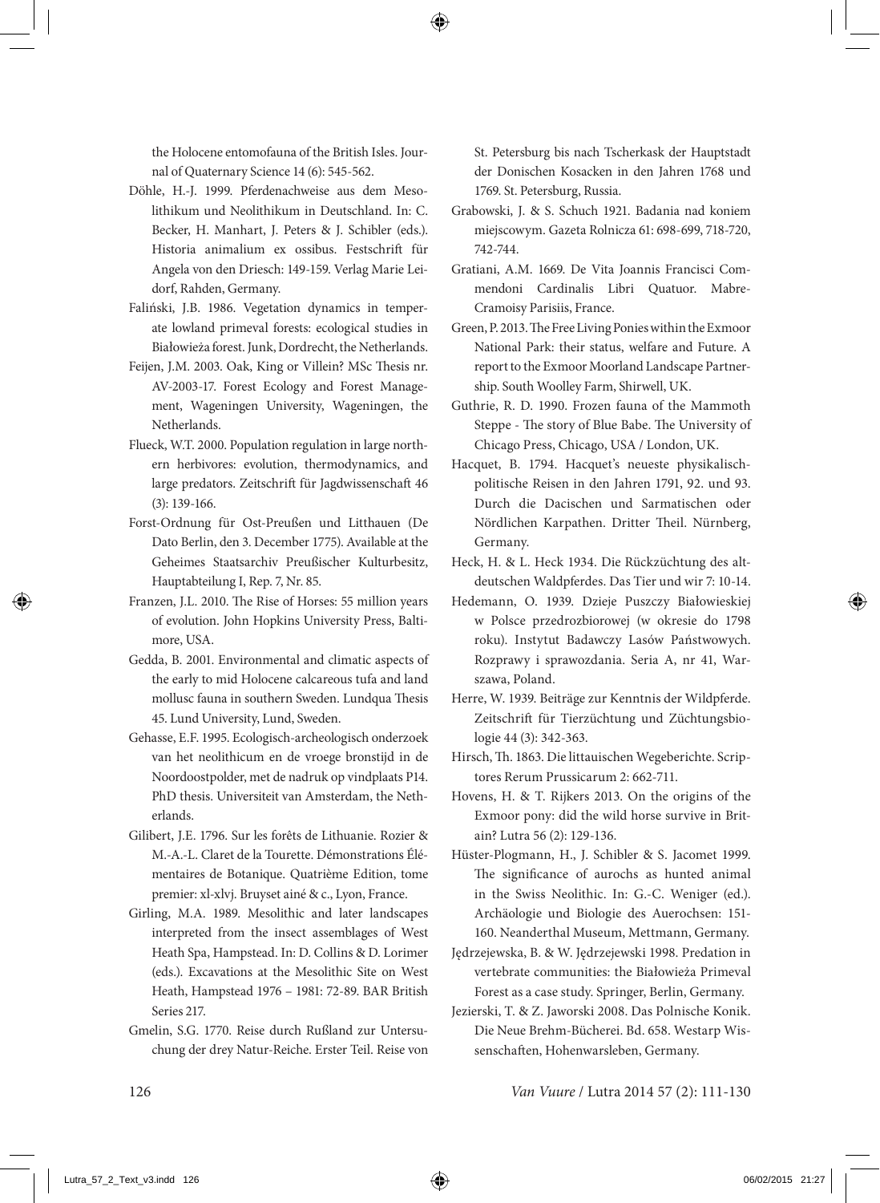the Holocene entomofauna of the British Isles. Journal of Quaternary Science 14 (6): 545-562.

Döhle, H.-J. 1999. Pferdenachweise aus dem Mesolithikum und Neolithikum in Deutschland. In: C. Becker, H. Manhart, J. Peters & J. Schibler (eds.). Historia animalium ex ossibus. Festschrift für Angela von den Driesch: 149-159. Verlag Marie Leidorf, Rahden, Germany.

Faliński, J.B. 1986. Vegetation dynamics in temperate lowland primeval forests: ecological studies in Białowieża forest. Junk, Dordrecht, the Netherlands.

Feijen, J.M. 2003. Oak, King or Villein? MSc Thesis nr. AV-2003-17. Forest Ecology and Forest Management, Wageningen University, Wageningen, the Netherlands.

Flueck, W.T. 2000. Population regulation in large northern herbivores: evolution, thermodynamics, and large predators. Zeitschrift für Jagdwissenschaft 46 (3): 139-166.

Forst-Ordnung für Ost-Preußen und Litthauen (De Dato Berlin, den 3. December 1775). Available at the Geheimes Staatsarchiv Preußischer Kulturbesitz, Hauptabteilung I, Rep. 7, Nr. 85.

Franzen, J.L. 2010. The Rise of Horses: 55 million years of evolution. John Hopkins University Press, Baltimore, USA.

Gedda, B. 2001. Environmental and climatic aspects of the early to mid Holocene calcareous tufa and land mollusc fauna in southern Sweden. Lundqua Thesis 45. Lund University, Lund, Sweden.

Gehasse, E.F. 1995. Ecologisch-archeologisch onderzoek van het neolithicum en de vroege bronstijd in de Noordoostpolder, met de nadruk op vindplaats P14. PhD thesis. Universiteit van Amsterdam, the Netherlands.

Gilibert, J.E. 1796. Sur les forêts de Lithuanie. Rozier & M.-A.-L. Claret de la Tourette. Démonstrations Élémentaires de Botanique. Quatrième Edition, tome premier: xl-xlvj. Bruyset ainé & c., Lyon, France.

Girling, M.A. 1989. Mesolithic and later landscapes interpreted from the insect assemblages of West Heath Spa, Hampstead. In: D. Collins & D. Lorimer (eds.). Excavations at the Mesolithic Site on West Heath, Hampstead 1976 – 1981: 72-89. BAR British Series 217.

Gmelin, S.G. 1770. Reise durch Rußland zur Untersuchung der drey Natur-Reiche. Erster Teil. Reise von St. Petersburg bis nach Tscherkask der Hauptstadt der Donischen Kosacken in den Jahren 1768 und 1769. St. Petersburg, Russia.

Grabowski, J. & S. Schuch 1921. Badania nad koniem miejscowym. Gazeta Rolnicza 61: 698-699, 718-720, 742-744.

Gratiani, A.M. 1669. De Vita Joannis Francisci Commendoni Cardinalis Libri Quatuor. Mabre-Cramoisy Parisiis, France.

Green, P. 2013. The Free Living Ponies within the Exmoor National Park: their status, welfare and Future. A report to the Exmoor Moorland Landscape Partnership. South Woolley Farm, Shirwell, UK.

Guthrie, R. D. 1990. Frozen fauna of the Mammoth Steppe - The story of Blue Babe. The University of Chicago Press, Chicago, USA / London, UK.

Hacquet, B. 1794. Hacquet's neueste physikalisch-politische Reisen in den Jahren 1791, 92. und 93. Durch die Dacischen und Sarmatischen oder Nördlichen Karpathen. Dritter Theil. Nürnberg, Germany.

Heck, H. & L. Heck 1934. Die Rückzüchtung des altdeutschen Waldpferdes. Das Tier und wir 7: 10-14.

Hedemann, O. 1939. Dzieje Puszczy Białowieskiej w Polsce przedrozbiorowej (w okresie do 1798 roku). Instytut Badawczy Lasów Państwowych. Rozprawy i sprawozdania. Seria A, nr 41, Warszawa, Poland.

Herre, W. 1939. Beiträge zur Kenntnis der Wildpferde. Zeitschrift für Tierzüchtung und Züchtungsbiologie 44 (3): 342-363.

Hirsch, Th. 1863. Die littauischen Wegeberichte. Scriptores Rerum Prussicarum 2: 662-711.

Hovens, H. & T. Rijkers 2013. On the origins of the Exmoor pony: did the wild horse survive in Britain? Lutra 56 (2): 129-136.

Hüster-Plogmann, H., J. Schibler & S. Jacomet 1999. The significance of aurochs as hunted animal in the Swiss Neolithic. In: G.-C. Weniger (ed.). Archäologie und Biologie des Auerochsen: 151-160. Neanderthal Museum, Mettmann, Germany.

Jędrzejewska, B. & W. Jędrzejewski 1998. Predation in vertebrate communities: the Białowieża Primeval Forest as a case study. Springer, Berlin, Germany.

Jezierski, T. & Z. Jaworski 2008. Das Polnische Konik. Die Neue Brehm-Bücherei. Bd. 658. Westarp Wissenschaften, Hohenwarsleben, Germany.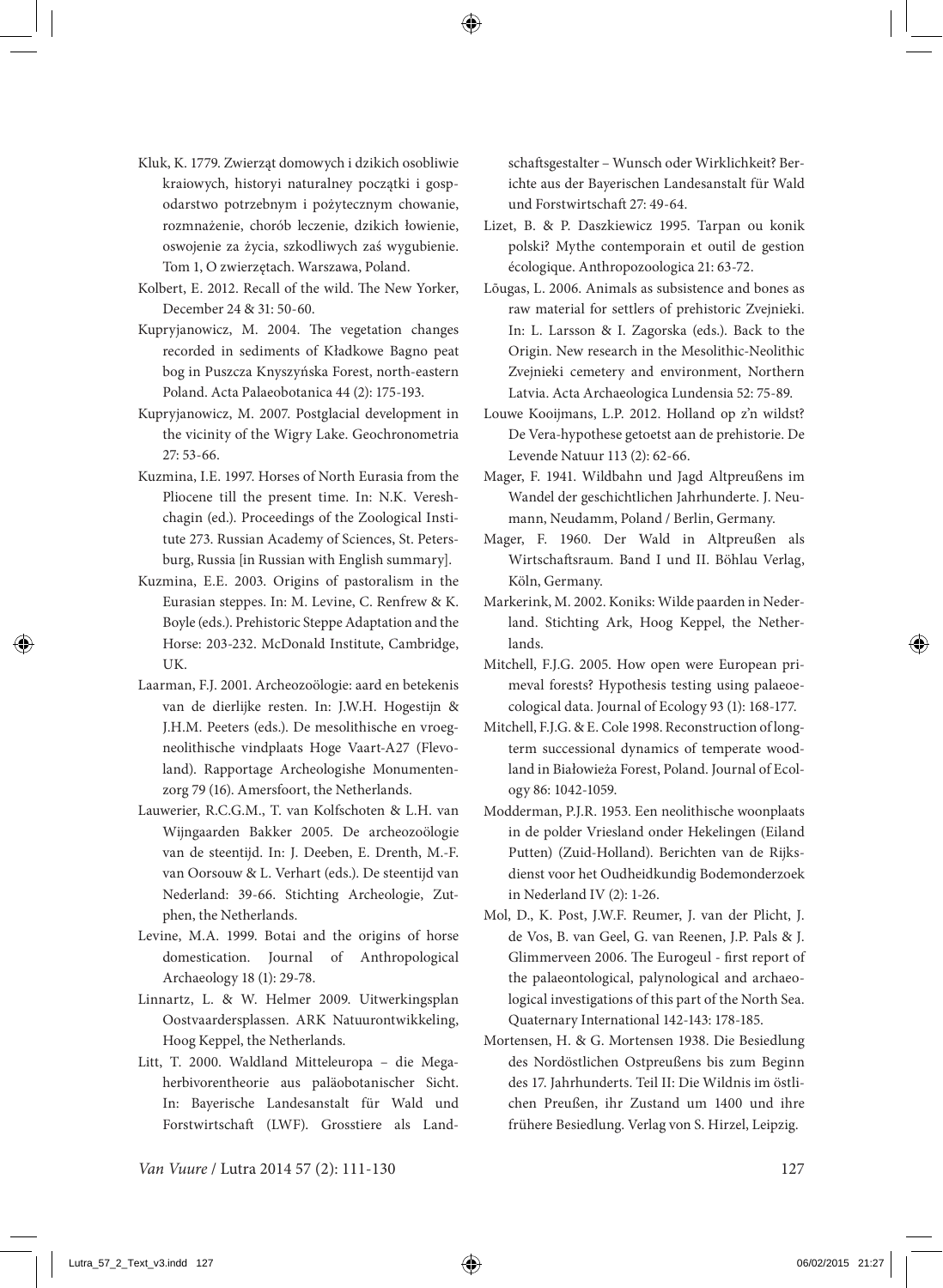Kluk, K. 1779. Zwierząt domowych i dzikich osobliwie kraiowych, historyi naturalney początki i gospodarstwo potrzebnym i pożytecznym chowanie, rozmnażenie, chorób leczenie, dzikich łowienie, oswojenie za życia, szkodliwych zaś wygubienie. Tom 1, O zwierzętach. Warszawa, Poland.

Kolbert, E. 2012. Recall of the wild. The New Yorker, December 24 & 31: 50-60.

Kupryjanowicz, M. 2004. The vegetation changes recorded in sediments of Kładkowe Bagno peat bog in Puszcza Knyszyńska Forest, north-eastern Poland. Acta Palaeobotanica 44 (2): 175-193.

Kupryjanowicz, M. 2007. Postglacial development in the vicinity of the Wigry Lake. Geochronometria 27: 53-66.

Kuzmina, I.E. 1997. Horses of North Eurasia from the Pliocene till the present time. In: N.K. Vereshchagin (ed.). Proceedings of the Zoological Institute 273. Russian Academy of Sciences, St. Petersburg, Russia [in Russian with English summary].

Kuzmina, E.E. 2003. Origins of pastoralism in the Eurasian steppes. In: M. Levine, C. Renfrew & K. Boyle (eds.). Prehistoric Steppe Adaptation and the Horse: 203-232. McDonald Institute, Cambridge, UK.

Laarman, F.J. 2001. Archeozoölogie: aard en betekenis van de dierlijke resten. In: J.W.H. Hogestijn & J.H.M. Peeters (eds.). De mesolithische en vroegneolithische vindplaats Hoge Vaart-A27 (Flevoland). Rapportage Archeologishe Monumentenzorg 79 (16). Amersfoort, the Netherlands.

Lauwerier, R.C.G.M., T. van Kolfschoten & L.H. van Wijngaarden Bakker 2005. De archeozoölogie van de steentijd. In: J. Deeben, E. Drenth, M.-F. van Oorsouw & L. Verhart (eds.). De steentijd van Nederland: 39-66. Stichting Archeologie, Zutphen, the Netherlands.

Levine, M.A. 1999. Botai and the origins of horse domestication. Journal of Anthropological Archaeology 18 (1): 29-78.

Linnartz, L. & W. Helmer 2009. Uitwerkingsplan Oostvaardersplassen. ARK Natuurontwikkeling, Hoog Keppel, the Netherlands.

Litt, T. 2000. Waldland Mitteleuropa – die Megaherbivorentheorie aus paläobotanischer Sicht. In: Bayerische Landesanstalt für Wald und Forstwirtschaft (LWF). Grosstiere als Landschaftsgestalter – Wunsch oder Wirklichkeit? Berichte aus der Bayerischen Landesanstalt für Wald und Forstwirtschaft 27: 49-64.

Lizet, B. & P. Daszkiewicz 1995. Tarpan ou konik polski? Mythe contemporain et outil de gestion écologique. Anthropozoologica 21: 63-72.

Lõugas, L. 2006. Animals as subsistence and bones as raw material for settlers of prehistoric Zvejnieki. In: L. Larsson & I. Zagorska (eds.). Back to the Origin. New research in the Mesolithic-Neolithic Zvejnieki cemetery and environment, Northern Latvia. Acta Archaeologica Lundensia 52: 75-89.

Louwe Kooijmans, L.P. 2012. Holland op z'n wildst? De Vera-hypothese getoetst aan de prehistorie. De Levende Natuur 113 (2): 62-66.

Mager, F. 1941. Wildbahn und Jagd Altpreußens im Wandel der geschichtlichen Jahrhunderte. J. Neumann, Neudamm, Poland / Berlin, Germany.

Mager, F. 1960. Der Wald in Altpreußen als Wirtschaftsraum. Band I und II. Böhlau Verlag, Köln, Germany.

Markerink, M. 2002. Koniks: Wilde paarden in Nederland. Stichting Ark, Hoog Keppel, the Netherlands.

Mitchell, F.J.G. 2005. How open were European primeval forests? Hypothesis testing using palaeoecological data. Journal of Ecology 93 (1): 168-177.

Mitchell, F.J.G. & E. Cole 1998. Reconstruction of long-term successional dynamics of temperate woodland in Białowieża Forest, Poland. Journal of Ecology 86: 1042-1059.

Modderman, P.J.R. 1953. Een neolithische woonplaats in de polder Vriesland onder Hekelingen (Eiland Putten) (Zuid-Holland). Berichten van de Rijksdienst voor het Oudheidkundig Bodemonderzoek in Nederland IV (2): 1-26.

Mol, D., K. Post, J.W.F. Reumer, J. van der Plicht, J. de Vos, B. van Geel, G. van Reenen, J.P. Pals & J. Glimmerveen 2006. The Eurogeul - first report of the palaeontological, palynological and archaeological investigations of this part of the North Sea. Quaternary International 142-143: 178-185.

Mortensen, H. & G. Mortensen 1938. Die Besiedlung des Nordöstlichen Ostpreußens bis zum Beginn des 17. Jahrhunderts. Teil II: Die Wildnis im östlichen Preußen, ihr Zustand um 1400 und ihre frühere Besiedlung. Verlag von S. Hirzel, Leipzig.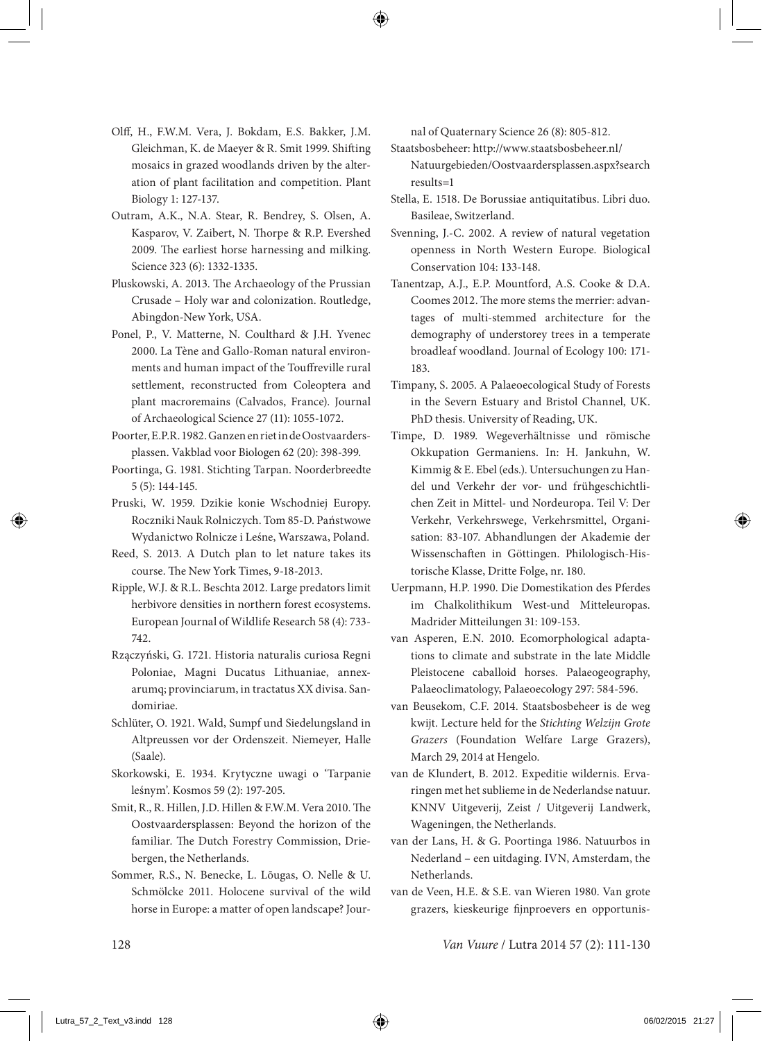Olff, H., F.W.M. Vera, J. Bokdam, E.S. Bakker, J.M. Gleichman, K. de Maeyer & R. Smit 1999. Shifting mosaics in grazed woodlands driven by the alteration of plant facilitation and competition. Plant Biology 1: 127-137.

Outram, A.K., N.A. Stear, R. Bendrey, S. Olsen, A. Kasparov, V. Zaibert, N. Thorpe & R.P. Evershed 2009. The earliest horse harnessing and milking. Science 323 (6): 1332-1335.

Pluskowski, A. 2013. The Archaeology of the Prussian Crusade – Holy war and colonization. Routledge, Abingdon-New York, USA.

Ponel, P., V. Matterne, N. Coulthard & J.H. Yvenec 2000. La Tène and Gallo-Roman natural environments and human impact of the Touffreville rural settlement, reconstructed from Coleoptera and plant macroremains (Calvados, France). Journal of Archaeological Science 27 (11): 1055-1072.

Poorter, E.P.R. 1982. Ganzen en riet in de Oostvaardersplassen. Vakblad voor Biologen 62 (20): 398-399.

Poortinga, G. 1981. Stichting Tarpan. Noorderbreedte 5 (5): 144-145.

Pruski, W. 1959. Dzikie konie Wschodniej Europy. Roczniki Nauk Rolniczych. Tom 85-D. Państwowe Wydanictwo Rolnicze i Leśne, Warszawa, Poland.

Reed, S. 2013. A Dutch plan to let nature takes its course. The New York Times, 9-18-2013.

Ripple, W.J. & R.L. Beschta 2012. Large predators limit herbivore densities in northern forest ecosystems. European Journal of Wildlife Research 58 (4): 733-742.

Rzączyński, G. 1721. Historia naturalis curiosa Regni Poloniae, Magni Ducatus Lithuaniae, annexarumq; provinciarum, in tractatus XX divisa. Sandomiriae.

Schlüter, O. 1921. Wald, Sumpf und Siedelungsland in Altpreussen vor der Ordenszeit. Niemeyer, Halle (Saale).

Skorkowski, E. 1934. Krytyczne uwagi o 'Tarpanie leśnym'. Kosmos 59 (2): 197-205.

Smit, R., R. Hillen, J.D. Hillen & F.W.M. Vera 2010. The Oostvaardersplassen: Beyond the horizon of the familiar. The Dutch Forestry Commission, Driebergen, the Netherlands.

Sommer, R.S., N. Benecke, L. Lõugas, O. Nelle & U. Schmölcke 2011. Holocene survival of the wild horse in Europe: a matter of open landscape? Journal of Quaternary Science 26 (8): 805-812.

Staatsbosbeheer: http://www.staatsbosbeheer.nl/Natuurgebieden/Oostvaardersplassen.aspx?searchresults=1

Stella, E. 1518. De Borussiae antiquitatibus. Libri duo. Basileae, Switzerland.

Svenning, J.-C. 2002. A review of natural vegetation openness in North Western Europe. Biological Conservation 104: 133-148.

Tanentzap, A.J., E.P. Mountford, A.S. Cooke & D.A. Coomes 2012. The more stems the merrier: advantages of multi-stemmed architecture for the demography of understorey trees in a temperate broadleaf woodland. Journal of Ecology 100: 171-183.

Timpany, S. 2005. A Palaeoecological Study of Forests in the Severn Estuary and Bristol Channel, UK. PhD thesis. University of Reading, UK.

Timpe, D. 1989. Wegeverhältnisse und römische Okkupation Germaniens. In: H. Jankuhn, W. Kimmig & E. Ebel (eds.). Untersuchungen zu Handel und Verkehr der vor- und frühgeschichtlichen Zeit in Mittel- und Nordeuropa. Teil V: Der Verkehr, Verkehrswege, Verkehrsmittel, Organisation: 83-107. Abhandlungen der Akademie der Wissenschaften in Göttingen. Philologisch-Historische Klasse, Dritte Folge, nr. 180.

Uerpmann, H.P. 1990. Die Domestikation des Pferdes im Chalkolithikum West-und Mitteleuropas. Madrider Mitteilungen 31: 109-153.

van Asperen, E.N. 2010. Ecomorphological adaptations to climate and substrate in the late Middle Pleistocene caballoid horses. Palaeogeography, Palaeoclimatology, Palaeoecology 297: 584-596.

van Beusekom, C.F. 2014. Staatsbosbeheer is de weg kwijt. Lecture held for the *Stichting Welzijn Grote Grazers* (Foundation Welfare Large Grazers), March 29, 2014 at Hengelo.

van de Klundert, B. 2012. Expeditie wildernis. Ervaringen met het sublieme in de Nederlandse natuur. KNNV Uitgeverij, Zeist / Uitgeverij Landwerk, Wageningen, the Netherlands.

van der Lans, H. & G. Poortinga 1986. Natuurbos in Nederland – een uitdaging. IVN, Amsterdam, the Netherlands.

van de Veen, H.E. & S.E. van Wieren 1980. Van grote grazers, kieskeurige fijnproevers en opportunis-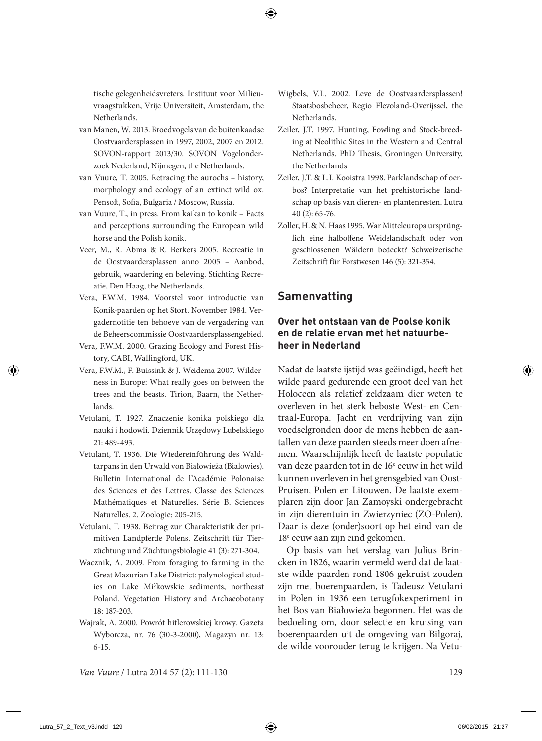tische gelegenheidsvreters. Instituut voor Milieuvraagstukken, Vrije Universiteit, Amsterdam, the Netherlands.

van Manen, W. 2013. Broedvogels van de buitenkaadse Oostvaardersplassen in 1997, 2002, 2007 en 2012. SOVON-rapport 2013/30. SOVON Vogelonderzoek Nederland, Nijmegen, the Netherlands.

van Vuure, T. 2005. Retracing the aurochs – history, morphology and ecology of an extinct wild ox. Pensoft, Sofia, Bulgaria / Moscow, Russia.

van Vuure, T., in press. From kaikan to konik – Facts and perceptions surrounding the European wild horse and the Polish konik.

Veer, M., R. Abma & R. Berkers 2005. Recreatie in de Oostvaardersplassen anno 2005 – Aanbod, gebruik, waardering en beleving. Stichting Recreatie, Den Haag, the Netherlands.

Vera, F.W.M. 1984. Voorstel voor introductie van Konik-paarden op het Stort. November 1984. Vergadernotitie ten behoeve van de vergadering van de Beheerscommissie Oostvaardersplassengebied.

Vera, F.W.M. 2000. Grazing Ecology and Forest History, CABI, Wallingford, UK.

Vera, F.W.M., F. Buissink & J. Weidema 2007. Wilderness in Europe: What really goes on between the trees and the beasts. Tirion, Baarn, the Netherlands.

Vetulani, T. 1927. Znaczenie konika polskiego dla nauki i hodowli. Dziennik Urzędowy Lubelskiego 21: 489-493.

Vetulani, T. 1936. Die Wiedereinführung des Waldtarpans in den Urwald von Białowieża (Bialowies). Bulletin International de l'Académie Polonaise des Sciences et des Lettres. Classe des Sciences Mathématiques et Naturelles. Série B. Sciences Naturelles. 2. Zoologie: 205-215.

Vetulani, T. 1938. Beitrag zur Charakteristik der primitiven Landpferde Polens. Zeitschrift für Tierzüchtung und Züchtungsbiologie 41 (3): 271-304.

Wacznik, A. 2009. From foraging to farming in the Great Mazurian Lake District: palynological studies on Lake Miłkowskie sediments, northeast Poland. Vegetation History and Archaeobotany 18: 187-203.

Wajrak, A. 2000. Powrót hitlerowskiej krowy. Gazeta Wyborcza, nr. 76 (30-3-2000), Magazyn nr. 13: 6-15.

Wigbels, V.L. 2002. Leve de Oostvaardersplassen! Staatsbosbeheer, Regio Flevoland-Overijssel, the Netherlands.

Zeiler, J.T. 1997. Hunting, Fowling and Stock-breeding at Neolithic Sites in the Western and Central Netherlands. PhD Thesis, Groningen University, the Netherlands.

Zeiler, J.T. & L.I. Kooistra 1998. Parklandschap of oerbos? Interpretatie van het prehistorische landschap op basis van dieren- en plantenresten. Lutra 40 (2): 65-76.

Zoller, H. & N. Haas 1995. War Mitteleuropa ursprünglich eine halboffene Weidelandschaft oder von geschlossenen Wäldern bedeckt? Schweizerische Zeitschrift für Forstwesen 146 (5): 321-354.

## Samenvatting

### Over het ontstaan van de Poolse konik en de relatie ervan met het natuurbeheer in Nederland

Nadat de laatste ijstijd was geëindigd, heeft het wilde paard gedurende een groot deel van het Holoceen als relatief zeldzaam dier weten te overleven in het sterk beboste West- en Centraal-Europa. Jacht en verdrijving van zijn voedselgronden door de mens hebben de aantallen van deze paarden steeds meer doen afnemen. Waarschijnlijk heeft de laatste populatie van deze paarden tot in de 16e eeuw in het wild kunnen overleven in het grensgebied van Oost-Pruisen, Polen en Litouwen. De laatste exemplaren zijn door Jan Zamoyski ondergebracht in zijn dierentuin in Zwierzyniec (ZO-Polen). Daar is deze (onder)soort op het eind van de 18e eeuw aan zijn eind gekomen.

Op basis van het verslag van Julius Brincken in 1826, waarin vermeld werd dat de laatste wilde paarden rond 1806 gekruist zouden zijn met boerenpaarden, is Tadeusz Vetulani in Polen in 1936 een terugfokexperiment in het Bos van Białowieża begonnen. Het was de bedoeling om, door selectie en kruising van boerenpaarden uit de omgeving van Biłgoraj, de wilde voorouder terug te krijgen. Na Vetu-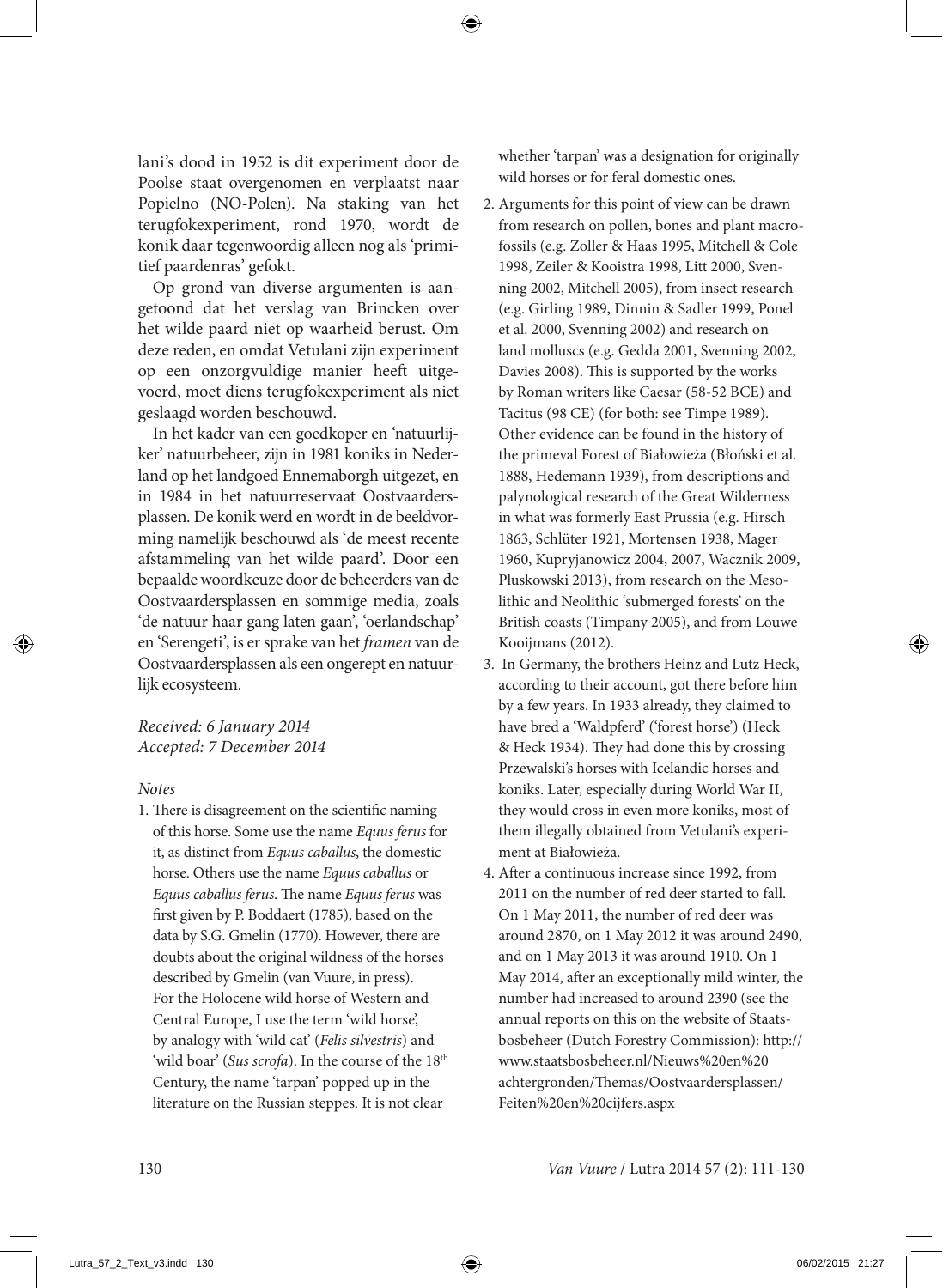lani's dood in 1952 is dit experiment door de Poolse staat overgenomen en verplaatst naar Popielno (NO-Polen). Na staking van het terugfokexperiment, rond 1970, wordt de konik daar tegenwoordig alleen nog als 'primitief paardenras' gefokt.

Op grond van diverse argumenten is aangetoond dat het verslag van Brincken over het wilde paard niet op waarheid berust. Om deze reden, en omdat Vetulani zijn experiment op een onzorgvuldige manier heeft uitgevoerd, moet diens terugfokexperiment als niet geslaagd worden beschouwd.

In het kader van een goedkoper en 'natuurlijker' natuurbeheer, zijn in 1981 koniks in Nederland op het landgoed Ennemaborgh uitgezet, en in 1984 in het natuurreservaat Oostvaardersplassen. De konik werd en wordt in de beeldvorming namelijk beschouwd als 'de meest recente afstammeling van het wilde paard'. Door een bepaalde woordkeuze door de beheerders van de Oostvaardersplassen en sommige media, zoals 'de natuur haar gang laten gaan', 'oerlandschap' en 'Serengeti', is er sprake van het *framen* van de Oostvaardersplassen als een ongerept en natuurlijk ecosysteem.

*Received: 6 January 2014*
*Accepted: 7 December 2014*

*Notes*

1. There is disagreement on the scientific naming of this horse. Some use the name *Equus ferus* for it, as distinct from *Equus caballus*, the domestic horse. Others use the name *Equus caballus* or *Equus caballus ferus*. The name *Equus ferus* was first given by P. Boddaert (1785), based on the data by S.G. Gmelin (1770). However, there are doubts about the original wildness of the horses described by Gmelin (van Vuure, in press). For the Holocene wild horse of Western and Central Europe, I use the term 'wild horse', by analogy with 'wild cat' (*Felis silvestris*) and 'wild boar' (*Sus scrofa*). In the course of the 18th Century, the name 'tarpan' popped up in the literature on the Russian steppes. It is not clear whether 'tarpan' was a designation for originally wild horses or for feral domestic ones.
2. Arguments for this point of view can be drawn from research on pollen, bones and plant macrofossils (e.g. Zoller & Haas 1995, Mitchell & Cole 1998, Zeiler & Kooistra 1998, Litt 2000, Svenning 2002, Mitchell 2005), from insect research (e.g. Girling 1989, Dinnin & Sadler 1999, Ponel et al. 2000, Svenning 2002) and research on land molluscs (e.g. Gedda 2001, Svenning 2002, Davies 2008). This is supported by the works by Roman writers like Caesar (58-52 BCE) and Tacitus (98 CE) (for both: see Timpe 1989). Other evidence can be found in the history of the primeval Forest of Białowieża (Błoński et al. 1888, Hedemann 1939), from descriptions and palynological research of the Great Wilderness in what was formerly East Prussia (e.g. Hirsch 1863, Schlüter 1921, Mortensen 1938, Mager 1960, Kupryjanowicz 2004, 2007, Wacznik 2009, Pluskowski 2013), from research on the Mesolithic and Neolithic 'submerged forests' on the British coasts (Timpany 2005), and from Louwe Kooijmans (2012).
3. In Germany, the brothers Heinz and Lutz Heck, according to their account, got there before him by a few years. In 1933 already, they claimed to have bred a 'Waldpferd' ('forest horse') (Heck & Heck 1934). They had done this by crossing Przewalski's horses with Icelandic horses and koniks. Later, especially during World War II, they would cross in even more koniks, most of them illegally obtained from Vetulani's experiment at Białowieża.
4. After a continuous increase since 1992, from 2011 on the number of red deer started to fall. On 1 May 2011, the number of red deer was around 2870, on 1 May 2012 it was around 2490, and on 1 May 2013 it was around 1910. On 1 May 2014, after an exceptionally mild winter, the number had increased to around 2390 (see the annual reports on this on the website of Staatsbosbeheer (Dutch Forestry Commission): http://www.staatsbosbeheer.nl/Nieuws%20en%20achtergronden/Themas/Oostvaardersplassen/Feiten%20en%20cijfers.aspx